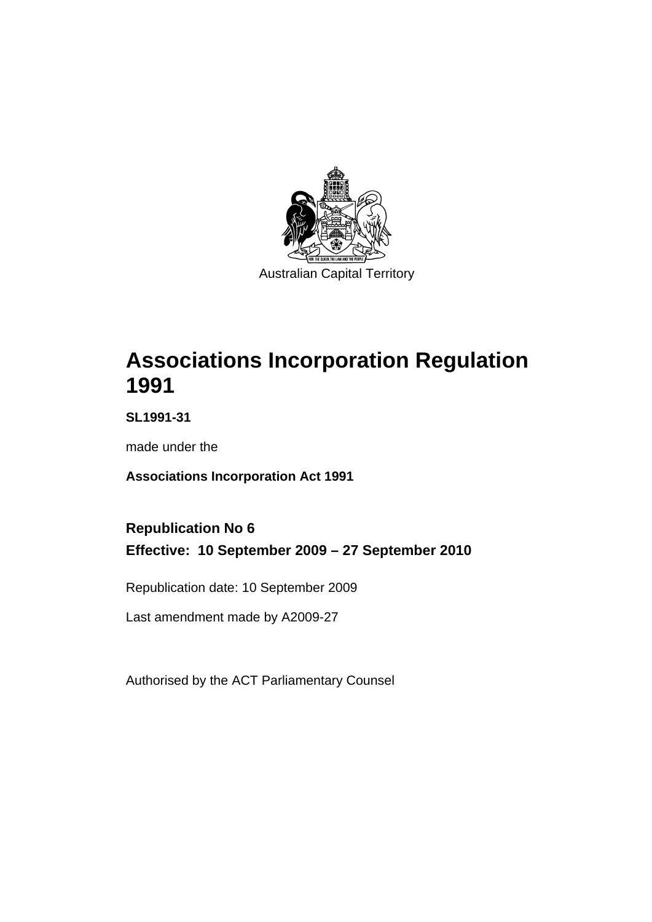Australian Capital Territory

# Associations Incorporation Regulation 1991

**SL1991-31**

made under the

**Associations Incorporation Act 1991**

**Republication No 6**

**Effective: 10 September 2009 – 27 September 2010**

Republication date: 10 September 2009

Last amendment made by A2009-27

Authorised by the ACT Parliamentary Counsel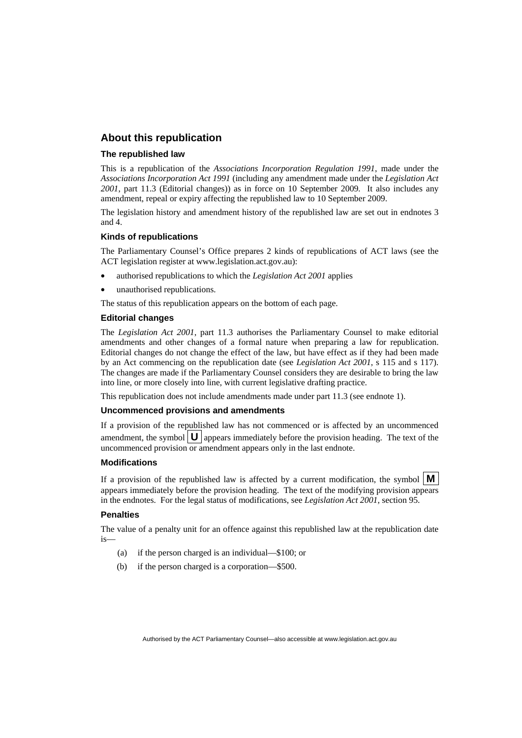## About this republication

### The republished law

This is a republication of the *Associations Incorporation Regulation 1991*, made under the *Associations Incorporation Act 1991* (including any amendment made under the *Legislation Act 2001*, part 11.3 (Editorial changes)) as in force on 10 September 2009*.* It also includes any amendment, repeal or expiry affecting the republished law to 10 September 2009.

The legislation history and amendment history of the republished law are set out in endnotes 3 and 4.

### Kinds of republications

The Parliamentary Counsel's Office prepares 2 kinds of republications of ACT laws (see the ACT legislation register at www.legislation.act.gov.au):

- authorised republications to which the *Legislation Act 2001* applies
- unauthorised republications.

The status of this republication appears on the bottom of each page.

### Editorial changes

The *Legislation Act 2001*, part 11.3 authorises the Parliamentary Counsel to make editorial amendments and other changes of a formal nature when preparing a law for republication. Editorial changes do not change the effect of the law, but have effect as if they had been made by an Act commencing on the republication date (see *Legislation Act 2001*, s 115 and s 117). The changes are made if the Parliamentary Counsel considers they are desirable to bring the law into line, or more closely into line, with current legislative drafting practice.

This republication does not include amendments made under part 11.3 (see endnote 1).

### Uncommenced provisions and amendments

If a provision of the republished law has not commenced or is affected by an uncommenced amendment, the symbol **U** appears immediately before the provision heading. The text of the uncommenced provision or amendment appears only in the last endnote.

### Modifications

If a provision of the republished law is affected by a current modification, the symbol **M** appears immediately before the provision heading. The text of the modifying provision appears in the endnotes. For the legal status of modifications, see *Legislation Act 2001*, section 95.

### Penalties

The value of a penalty unit for an offence against this republished law at the republication date is—

(a) if the person charged is an individual—$100; or

(b) if the person charged is a corporation—$500.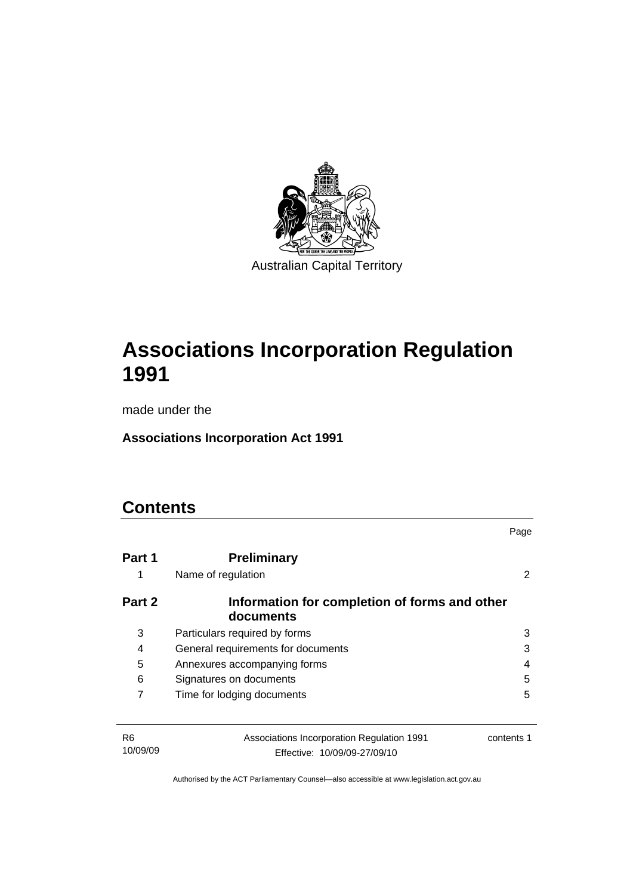Australian Capital Territory

# Associations Incorporation Regulation 1991

made under the

**Associations Incorporation Act 1991**

## Contents

| | | Page |
|---|---|---|
| **Part 1** | **Preliminary** | |
| 1 | Name of regulation | 2 |
| **Part 2** | **Information for completion of forms and other documents** | |
| 3 | Particulars required by forms | 3 |
| 4 | General requirements for documents | 3 |
| 5 | Annexures accompanying forms | 4 |
| 6 | Signatures on documents | 5 |
| 7 | Time for lodging documents | 5 |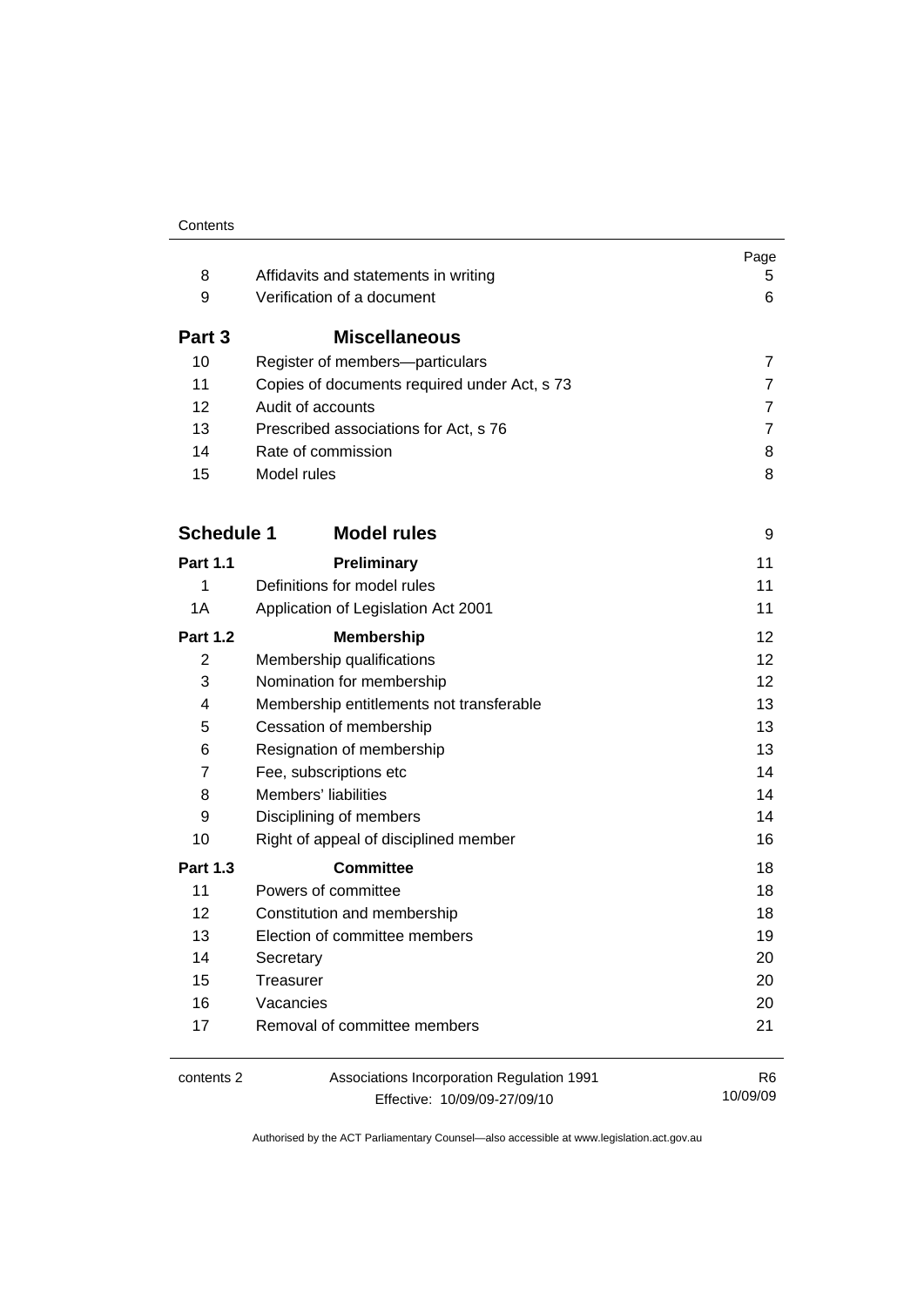| | | Page |
|---|---|---|
| 8 | Affidavits and statements in writing | 5 |
| 9 | Verification of a document | 6 |
| **Part 3** | **Miscellaneous** | |
| 10 | Register of members—particulars | 7 |
| 11 | Copies of documents required under Act, s 73 | 7 |
| 12 | Audit of accounts | 7 |
| 13 | Prescribed associations for Act, s 76 | 7 |
| 14 | Rate of commission | 8 |
| 15 | Model rules | 8 |
| **Schedule 1** | **Model rules** | 9 |
| **Part 1.1** | **Preliminary** | 11 |
| 1 | Definitions for model rules | 11 |
| 1A | Application of Legislation Act 2001 | 11 |
| **Part 1.2** | **Membership** | 12 |
| 2 | Membership qualifications | 12 |
| 3 | Nomination for membership | 12 |
| 4 | Membership entitlements not transferable | 13 |
| 5 | Cessation of membership | 13 |
| 6 | Resignation of membership | 13 |
| 7 | Fee, subscriptions etc | 14 |
| 8 | Members' liabilities | 14 |
| 9 | Disciplining of members | 14 |
| 10 | Right of appeal of disciplined member | 16 |
| **Part 1.3** | **Committee** | 18 |
| 11 | Powers of committee | 18 |
| 12 | Constitution and membership | 18 |
| 13 | Election of committee members | 19 |
| 14 | Secretary | 20 |
| 15 | Treasurer | 20 |
| 16 | Vacancies | 20 |
| 17 | Removal of committee members | 21 |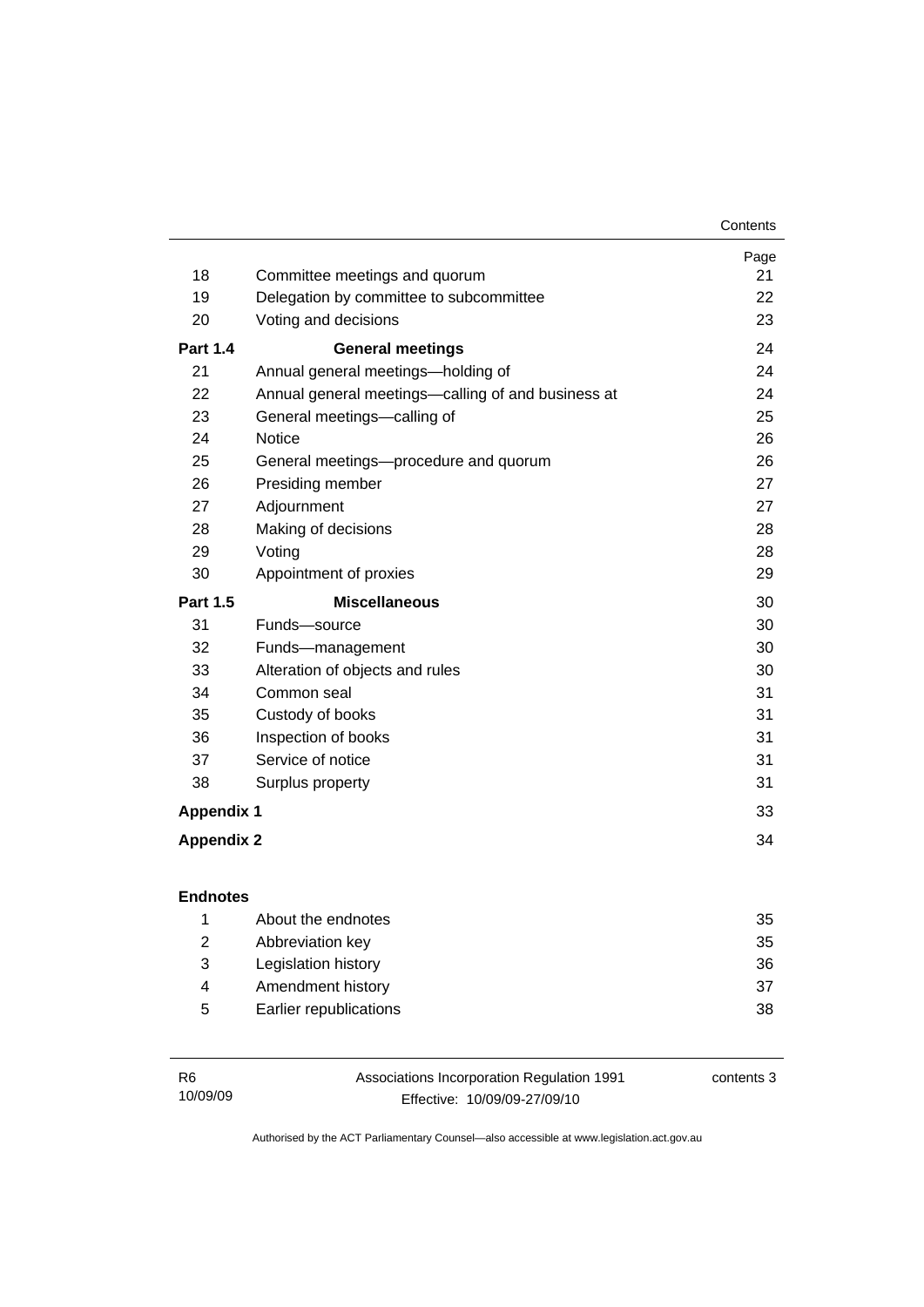| | | Page |
|---|---|---|
| 18 | Committee meetings and quorum | 21 |
| 19 | Delegation by committee to subcommittee | 22 |
| 20 | Voting and decisions | 23 |
| **Part 1.4** | **General meetings** | 24 |
| 21 | Annual general meetings—holding of | 24 |
| 22 | Annual general meetings—calling of and business at | 24 |
| 23 | General meetings—calling of | 25 |
| 24 | Notice | 26 |
| 25 | General meetings—procedure and quorum | 26 |
| 26 | Presiding member | 27 |
| 27 | Adjournment | 27 |
| 28 | Making of decisions | 28 |
| 29 | Voting | 28 |
| 30 | Appointment of proxies | 29 |
| **Part 1.5** | **Miscellaneous** | 30 |
| 31 | Funds—source | 30 |
| 32 | Funds—management | 30 |
| 33 | Alteration of objects and rules | 30 |
| 34 | Common seal | 31 |
| 35 | Custody of books | 31 |
| 36 | Inspection of books | 31 |
| 37 | Service of notice | 31 |
| 38 | Surplus property | 31 |
| **Appendix 1** | | 33 |
| **Appendix 2** | | 34 |

**Endnotes**

| | | |
|---|---|---|
| 1 | About the endnotes | 35 |
| 2 | Abbreviation key | 35 |
| 3 | Legislation history | 36 |
| 4 | Amendment history | 37 |
| 5 | Earlier republications | 38 |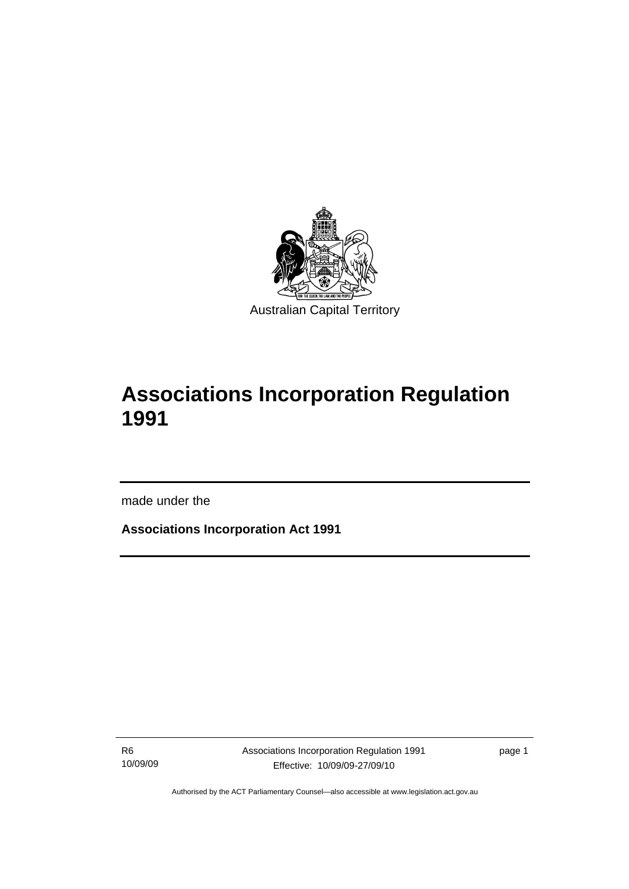Australian Capital Territory

# Associations Incorporation Regulation 1991

made under the

**Associations Incorporation Act 1991**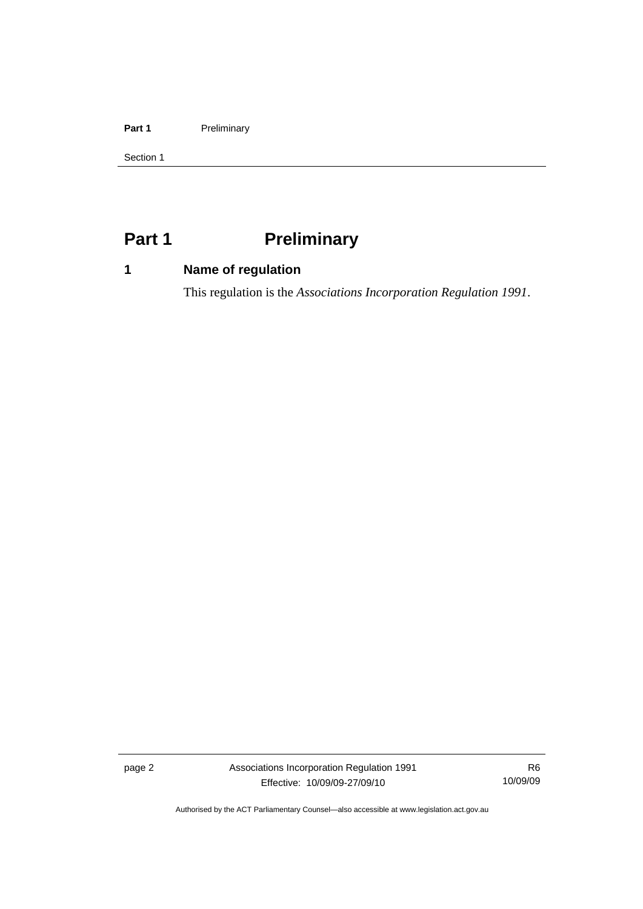# Part 1 Preliminary

## 1 Name of regulation

This regulation is the *Associations Incorporation Regulation 1991*.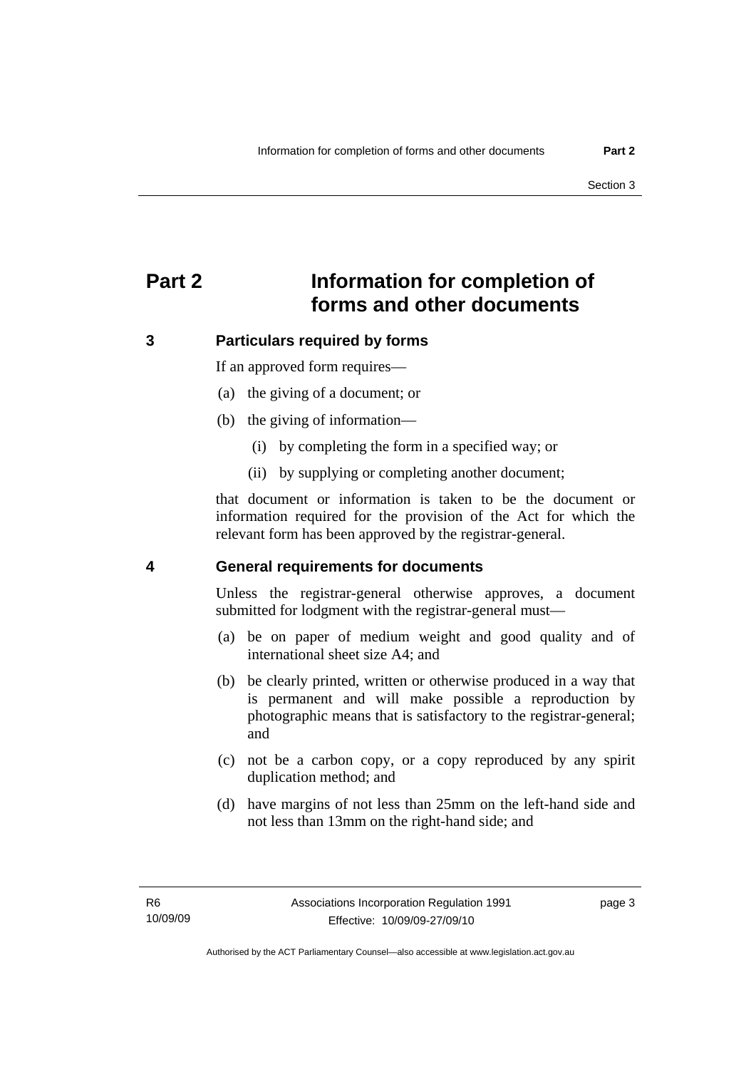# Part 2 Information for completion of forms and other documents

## 3 Particulars required by forms

If an approved form requires—

(a) the giving of a document; or

(b) the giving of information—

(i) by completing the form in a specified way; or

(ii) by supplying or completing another document;

that document or information is taken to be the document or information required for the provision of the Act for which the relevant form has been approved by the registrar-general.

## 4 General requirements for documents

Unless the registrar-general otherwise approves, a document submitted for lodgment with the registrar-general must—

(a) be on paper of medium weight and good quality and of international sheet size A4; and

(b) be clearly printed, written or otherwise produced in a way that is permanent and will make possible a reproduction by photographic means that is satisfactory to the registrar-general; and

(c) not be a carbon copy, or a copy reproduced by any spirit duplication method; and

(d) have margins of not less than 25mm on the left-hand side and not less than 13mm on the right-hand side; and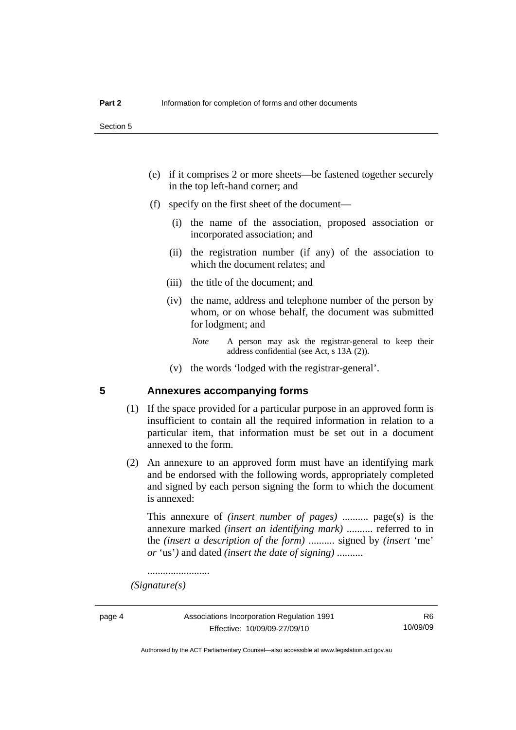(e) if it comprises 2 or more sheets—be fastened together securely in the top left-hand corner; and

(f) specify on the first sheet of the document—

(i) the name of the association, proposed association or incorporated association; and

(ii) the registration number (if any) of the association to which the document relates; and

(iii) the title of the document; and

(iv) the name, address and telephone number of the person by whom, or on whose behalf, the document was submitted for lodgment; and

*Note* A person may ask the registrar-general to keep their address confidential (see Act, s 13A (2)).

(v) the words 'lodged with the registrar-general'.

## 5 Annexures accompanying forms

(1) If the space provided for a particular purpose in an approved form is insufficient to contain all the required information in relation to a particular item, that information must be set out in a document annexed to the form.

(2) An annexure to an approved form must have an identifying mark and be endorsed with the following words, appropriately completed and signed by each person signing the form to which the document is annexed:

This annexure of *(insert number of pages)* .......... page(s) is the annexure marked *(insert an identifying mark)* .......... referred to in the *(insert a description of the form)* .......... signed by *(insert* 'me' *or* 'us'*)* and dated *(insert the date of signing)* ..........

........................

*(Signature(s)*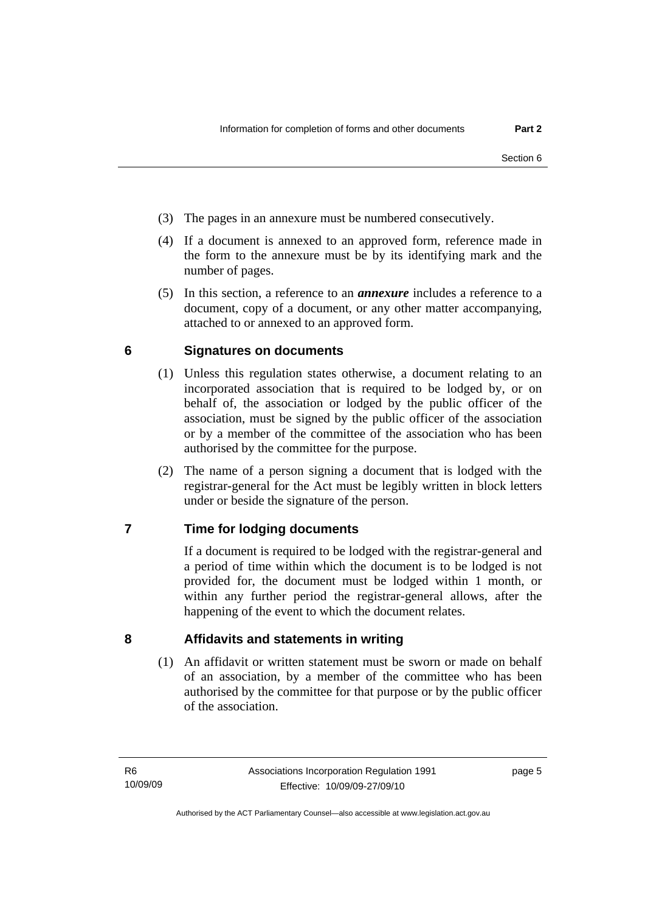(3) The pages in an annexure must be numbered consecutively.

(4) If a document is annexed to an approved form, reference made in the form to the annexure must be by its identifying mark and the number of pages.

(5) In this section, a reference to an ***annexure*** includes a reference to a document, copy of a document, or any other matter accompanying, attached to or annexed to an approved form.

## 6 Signatures on documents

(1) Unless this regulation states otherwise, a document relating to an incorporated association that is required to be lodged by, or on behalf of, the association or lodged by the public officer of the association, must be signed by the public officer of the association or by a member of the committee of the association who has been authorised by the committee for the purpose.

(2) The name of a person signing a document that is lodged with the registrar-general for the Act must be legibly written in block letters under or beside the signature of the person.

## 7 Time for lodging documents

If a document is required to be lodged with the registrar-general and a period of time within which the document is to be lodged is not provided for, the document must be lodged within 1 month, or within any further period the registrar-general allows, after the happening of the event to which the document relates.

## 8 Affidavits and statements in writing

(1) An affidavit or written statement must be sworn or made on behalf of an association, by a member of the committee who has been authorised by the committee for that purpose or by the public officer of the association.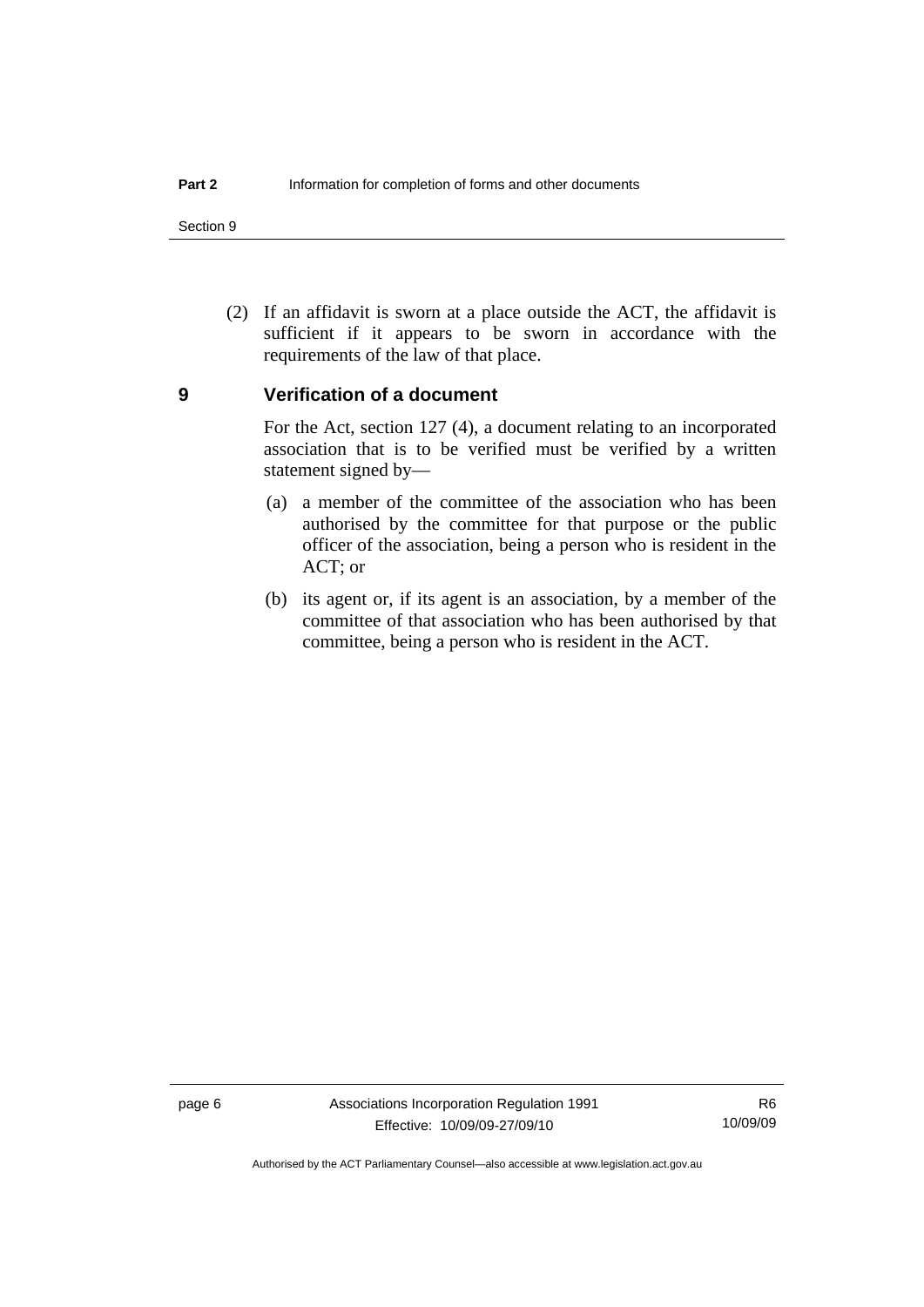(2) If an affidavit is sworn at a place outside the ACT, the affidavit is sufficient if it appears to be sworn in accordance with the requirements of the law of that place.

## 9 Verification of a document

For the Act, section 127 (4), a document relating to an incorporated association that is to be verified must be verified by a written statement signed by—

(a) a member of the committee of the association who has been authorised by the committee for that purpose or the public officer of the association, being a person who is resident in the ACT; or

(b) its agent or, if its agent is an association, by a member of the committee of that association who has been authorised by that committee, being a person who is resident in the ACT.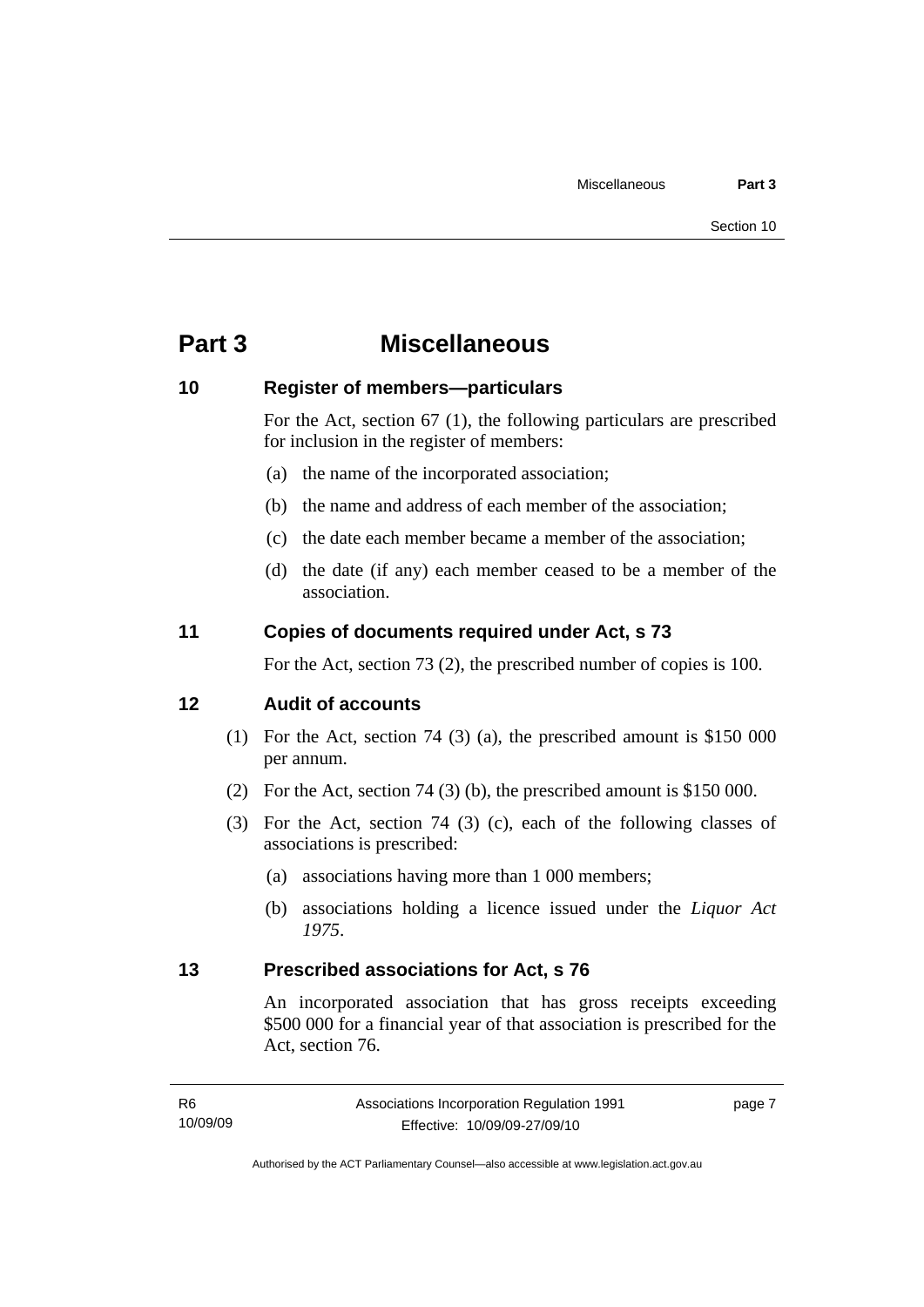# Part 3 Miscellaneous

## 10 Register of members—particulars

For the Act, section 67 (1), the following particulars are prescribed for inclusion in the register of members:

(a) the name of the incorporated association;

(b) the name and address of each member of the association;

(c) the date each member became a member of the association;

(d) the date (if any) each member ceased to be a member of the association.

## 11 Copies of documents required under Act, s 73

For the Act, section 73 (2), the prescribed number of copies is 100.

## 12 Audit of accounts

(1) For the Act, section 74 (3) (a), the prescribed amount is $150 000 per annum.

(2) For the Act, section 74 (3) (b), the prescribed amount is $150 000.

(3) For the Act, section 74 (3) (c), each of the following classes of associations is prescribed:

(a) associations having more than 1 000 members;

(b) associations holding a licence issued under the *Liquor Act 1975*.

## 13 Prescribed associations for Act, s 76

An incorporated association that has gross receipts exceeding $500 000 for a financial year of that association is prescribed for the Act, section 76.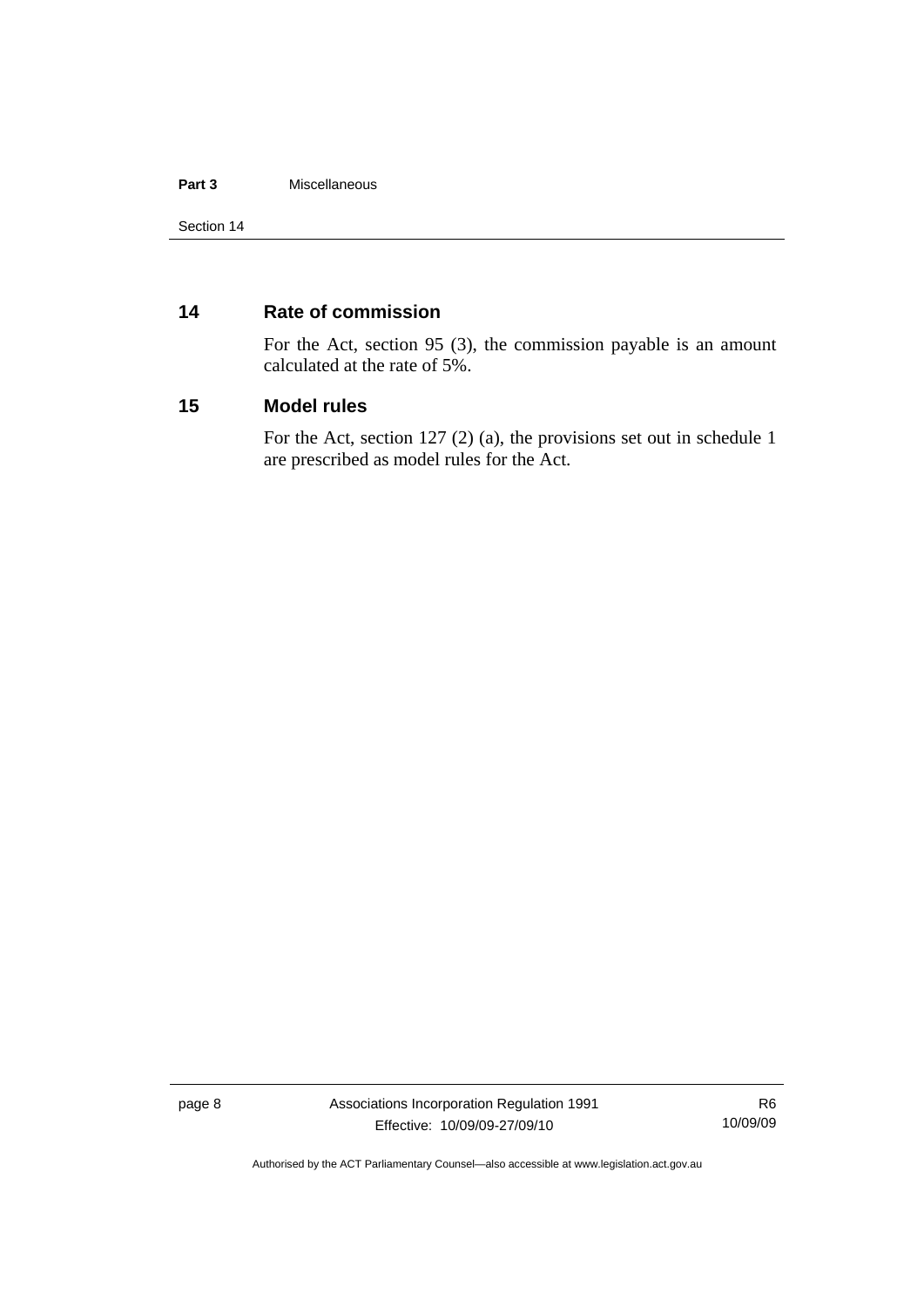## 14 Rate of commission

For the Act, section 95 (3), the commission payable is an amount calculated at the rate of 5%.

## 15 Model rules

For the Act, section 127 (2) (a), the provisions set out in schedule 1 are prescribed as model rules for the Act.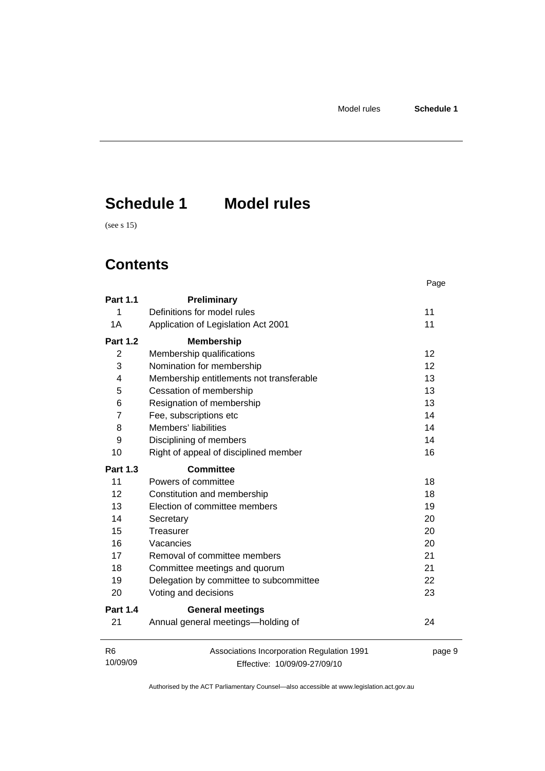# Schedule 1 Model rules

(see s 15)

## Contents

| | | Page |
|---|---|---|
| **Part 1.1** | **Preliminary** | |
| 1 | Definitions for model rules | 11 |
| 1A | Application of Legislation Act 2001 | 11 |
| **Part 1.2** | **Membership** | |
| 2 | Membership qualifications | 12 |
| 3 | Nomination for membership | 12 |
| 4 | Membership entitlements not transferable | 13 |
| 5 | Cessation of membership | 13 |
| 6 | Resignation of membership | 13 |
| 7 | Fee, subscriptions etc | 14 |
| 8 | Members' liabilities | 14 |
| 9 | Disciplining of members | 14 |
| 10 | Right of appeal of disciplined member | 16 |
| **Part 1.3** | **Committee** | |
| 11 | Powers of committee | 18 |
| 12 | Constitution and membership | 18 |
| 13 | Election of committee members | 19 |
| 14 | Secretary | 20 |
| 15 | Treasurer | 20 |
| 16 | Vacancies | 20 |
| 17 | Removal of committee members | 21 |
| 18 | Committee meetings and quorum | 21 |
| 19 | Delegation by committee to subcommittee | 22 |
| 20 | Voting and decisions | 23 |
| **Part 1.4** | **General meetings** | |
| 21 | Annual general meetings—holding of | 24 |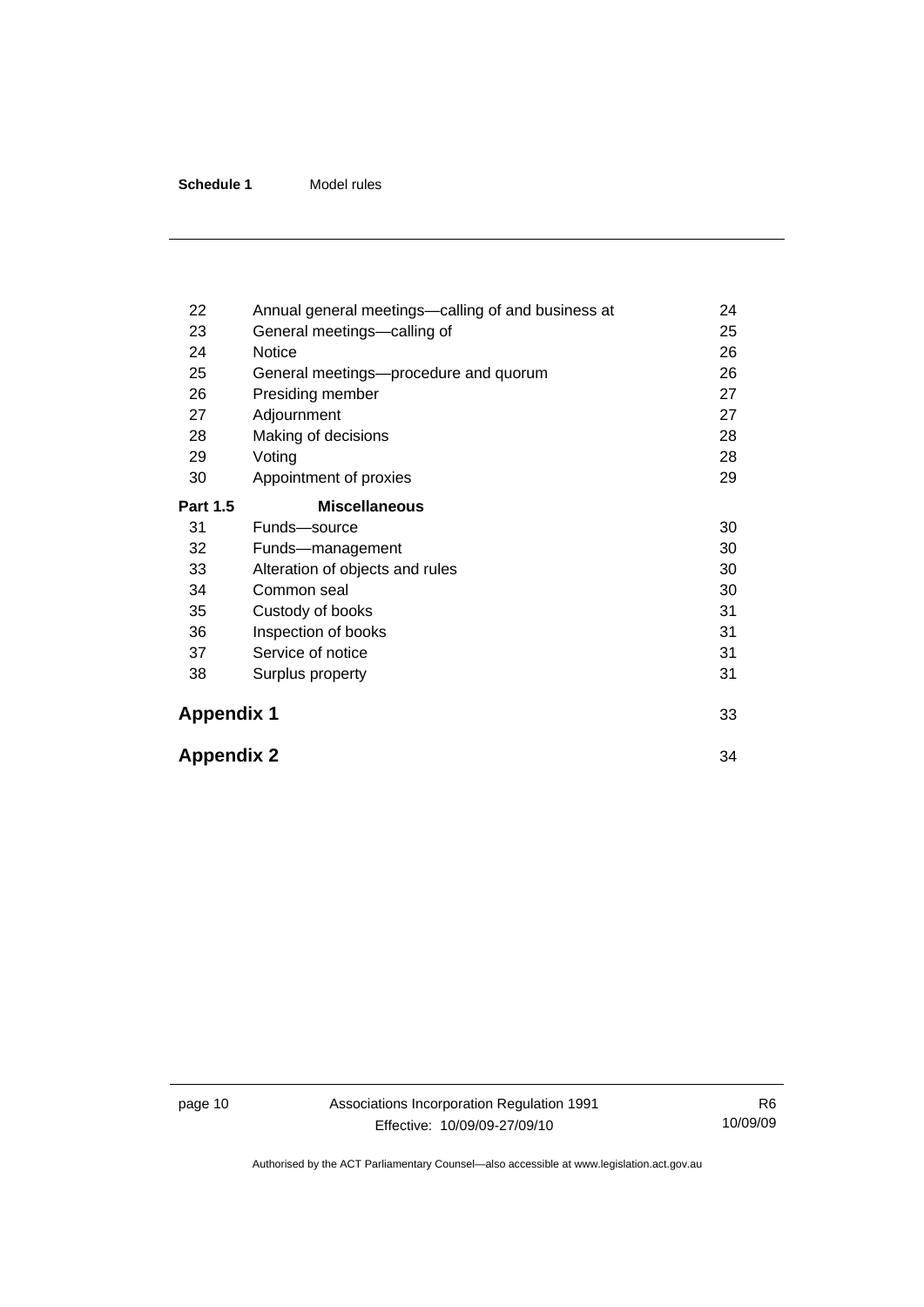| | | |
|---|---|---|
| 22 | Annual general meetings—calling of and business at | 24 |
| 23 | General meetings—calling of | 25 |
| 24 | Notice | 26 |
| 25 | General meetings—procedure and quorum | 26 |
| 26 | Presiding member | 27 |
| 27 | Adjournment | 27 |
| 28 | Making of decisions | 28 |
| 29 | Voting | 28 |
| 30 | Appointment of proxies | 29 |
| **Part 1.5** | **Miscellaneous** | |
| 31 | Funds—source | 30 |
| 32 | Funds—management | 30 |
| 33 | Alteration of objects and rules | 30 |
| 34 | Common seal | 30 |
| 35 | Custody of books | 31 |
| 36 | Inspection of books | 31 |
| 37 | Service of notice | 31 |
| 38 | Surplus property | 31 |

**Appendix 1** 33

**Appendix 2** 34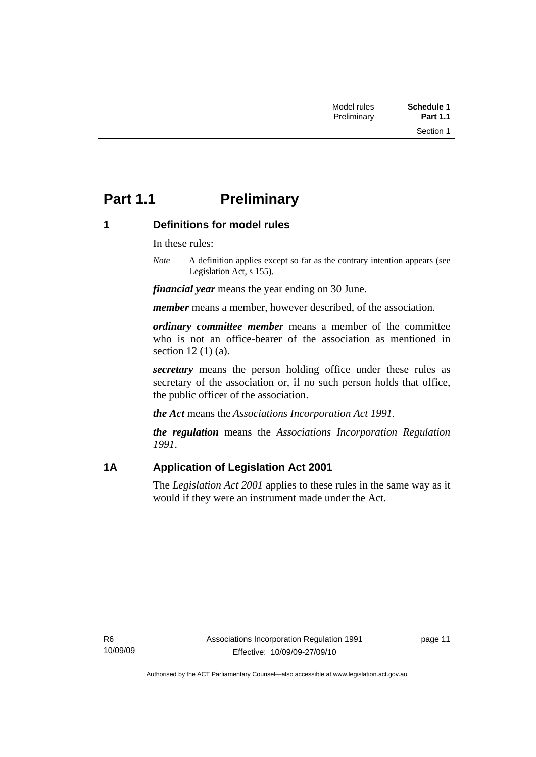# Part 1.1 Preliminary

## 1 Definitions for model rules

In these rules:

*Note* A definition applies except so far as the contrary intention appears (see Legislation Act, s 155).

***financial year*** means the year ending on 30 June.

***member*** means a member, however described, of the association.

***ordinary committee member*** means a member of the committee who is not an office-bearer of the association as mentioned in section 12 (1) (a).

***secretary*** means the person holding office under these rules as secretary of the association or, if no such person holds that office, the public officer of the association.

***the Act*** means the *Associations Incorporation Act 1991*.

***the regulation*** means the *Associations Incorporation Regulation 1991*.

## 1A Application of Legislation Act 2001

The *Legislation Act 2001* applies to these rules in the same way as it would if they were an instrument made under the Act.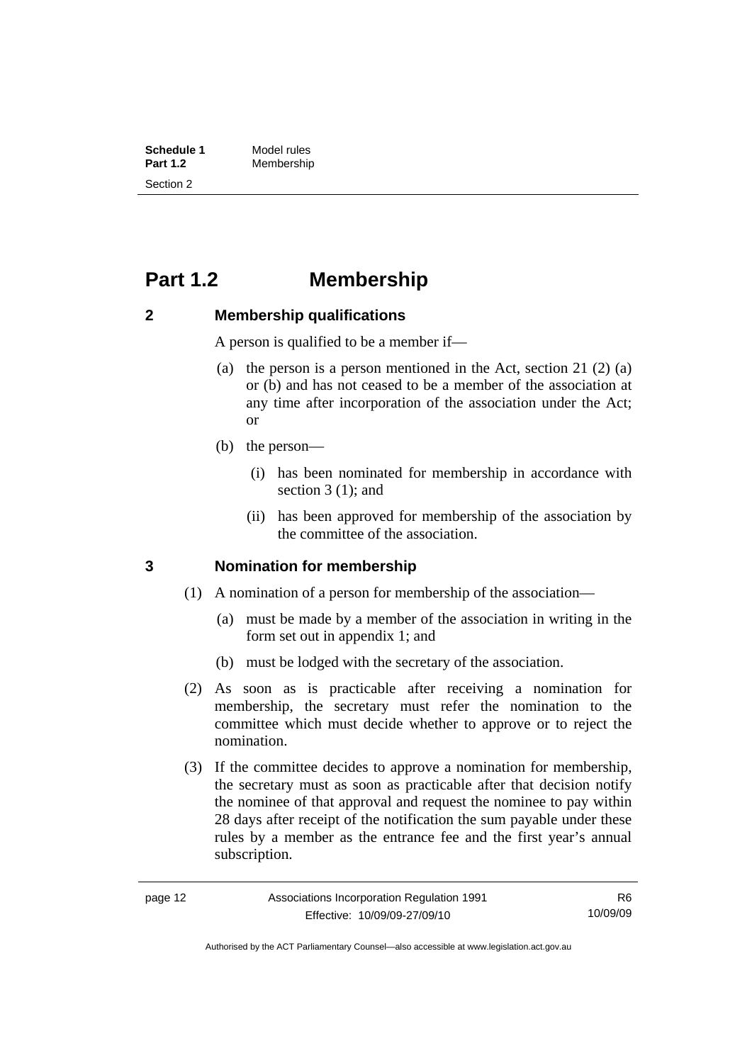# Part 1.2 Membership

## 2 Membership qualifications

A person is qualified to be a member if—

(a) the person is a person mentioned in the Act, section 21 (2) (a) or (b) and has not ceased to be a member of the association at any time after incorporation of the association under the Act; or

(b) the person—

(i) has been nominated for membership in accordance with section 3 (1); and

(ii) has been approved for membership of the association by the committee of the association.

## 3 Nomination for membership

(1) A nomination of a person for membership of the association—

(a) must be made by a member of the association in writing in the form set out in appendix 1; and

(b) must be lodged with the secretary of the association.

(2) As soon as is practicable after receiving a nomination for membership, the secretary must refer the nomination to the committee which must decide whether to approve or to reject the nomination.

(3) If the committee decides to approve a nomination for membership, the secretary must as soon as practicable after that decision notify the nominee of that approval and request the nominee to pay within 28 days after receipt of the notification the sum payable under these rules by a member as the entrance fee and the first year's annual subscription.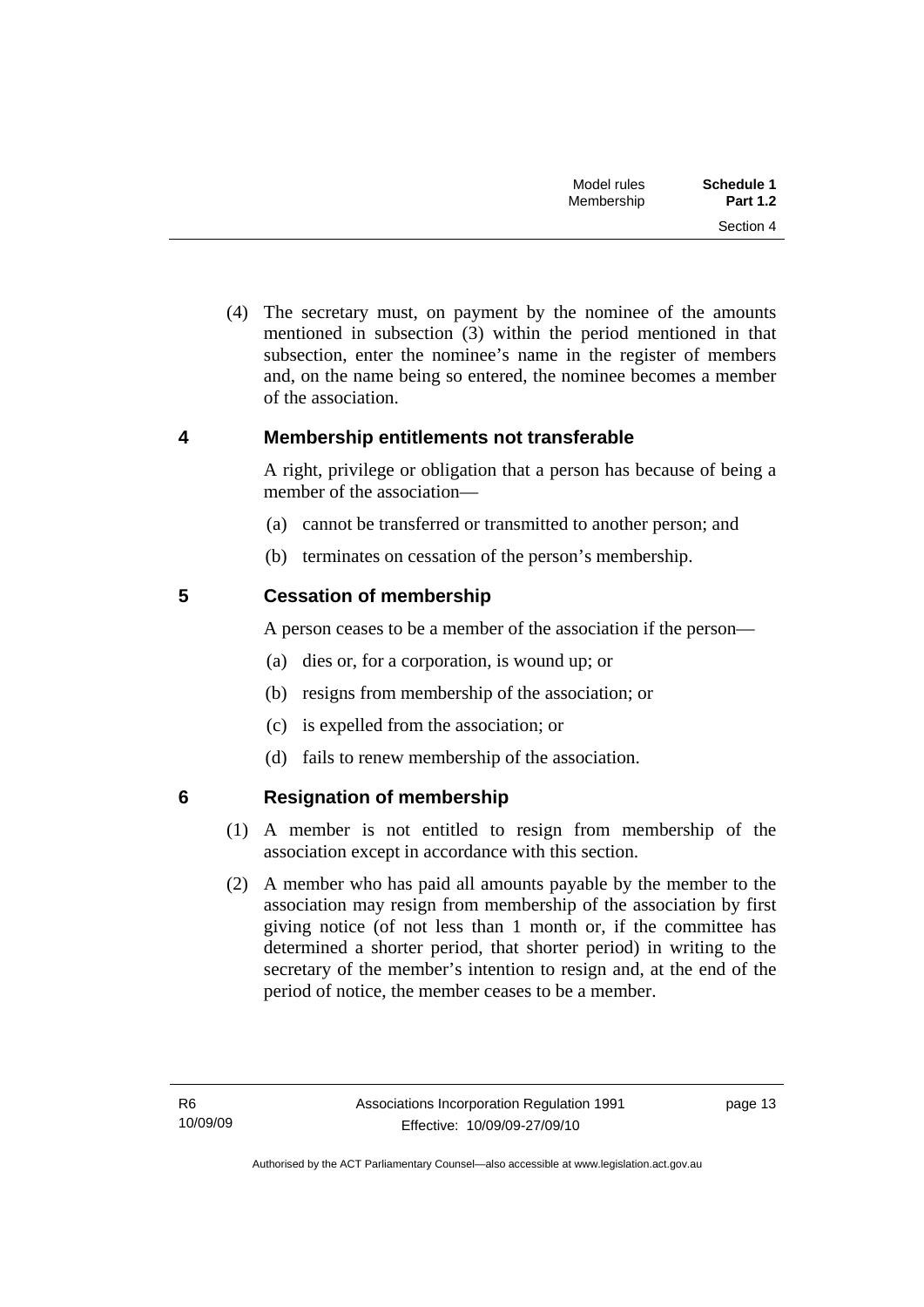(4) The secretary must, on payment by the nominee of the amounts mentioned in subsection (3) within the period mentioned in that subsection, enter the nominee's name in the register of members and, on the name being so entered, the nominee becomes a member of the association.

## 4 Membership entitlements not transferable

A right, privilege or obligation that a person has because of being a member of the association—

(a) cannot be transferred or transmitted to another person; and

(b) terminates on cessation of the person's membership.

## 5 Cessation of membership

A person ceases to be a member of the association if the person—

(a) dies or, for a corporation, is wound up; or

(b) resigns from membership of the association; or

(c) is expelled from the association; or

(d) fails to renew membership of the association.

## 6 Resignation of membership

(1) A member is not entitled to resign from membership of the association except in accordance with this section.

(2) A member who has paid all amounts payable by the member to the association may resign from membership of the association by first giving notice (of not less than 1 month or, if the committee has determined a shorter period, that shorter period) in writing to the secretary of the member's intention to resign and, at the end of the period of notice, the member ceases to be a member.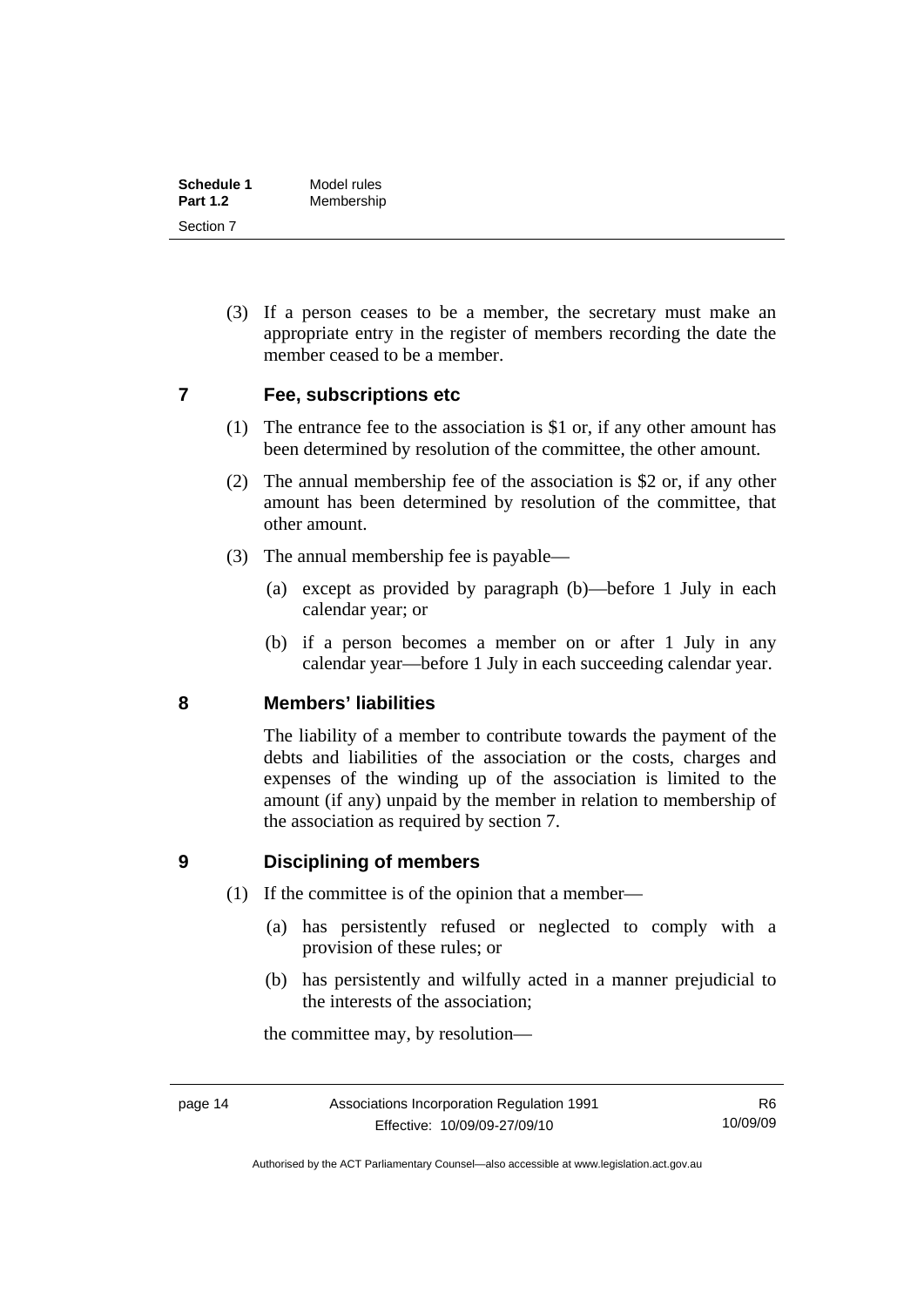(3) If a person ceases to be a member, the secretary must make an appropriate entry in the register of members recording the date the member ceased to be a member.

## 7 Fee, subscriptions etc

(1) The entrance fee to the association is $1 or, if any other amount has been determined by resolution of the committee, the other amount.

(2) The annual membership fee of the association is $2 or, if any other amount has been determined by resolution of the committee, that other amount.

(3) The annual membership fee is payable—

(a) except as provided by paragraph (b)—before 1 July in each calendar year; or

(b) if a person becomes a member on or after 1 July in any calendar year—before 1 July in each succeeding calendar year.

## 8 Members' liabilities

The liability of a member to contribute towards the payment of the debts and liabilities of the association or the costs, charges and expenses of the winding up of the association is limited to the amount (if any) unpaid by the member in relation to membership of the association as required by section 7.

## 9 Disciplining of members

(1) If the committee is of the opinion that a member—

(a) has persistently refused or neglected to comply with a provision of these rules; or

(b) has persistently and wilfully acted in a manner prejudicial to the interests of the association;

the committee may, by resolution—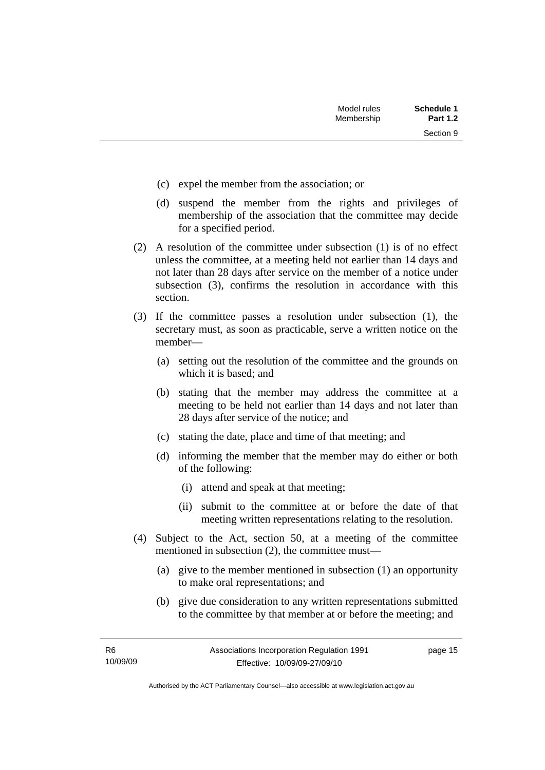(c) expel the member from the association; or

(d) suspend the member from the rights and privileges of membership of the association that the committee may decide for a specified period.

(2) A resolution of the committee under subsection (1) is of no effect unless the committee, at a meeting held not earlier than 14 days and not later than 28 days after service on the member of a notice under subsection (3), confirms the resolution in accordance with this section.

(3) If the committee passes a resolution under subsection (1), the secretary must, as soon as practicable, serve a written notice on the member—

(a) setting out the resolution of the committee and the grounds on which it is based; and

(b) stating that the member may address the committee at a meeting to be held not earlier than 14 days and not later than 28 days after service of the notice; and

(c) stating the date, place and time of that meeting; and

(d) informing the member that the member may do either or both of the following:

(i) attend and speak at that meeting;

(ii) submit to the committee at or before the date of that meeting written representations relating to the resolution.

(4) Subject to the Act, section 50, at a meeting of the committee mentioned in subsection (2), the committee must—

(a) give to the member mentioned in subsection (1) an opportunity to make oral representations; and

(b) give due consideration to any written representations submitted to the committee by that member at or before the meeting; and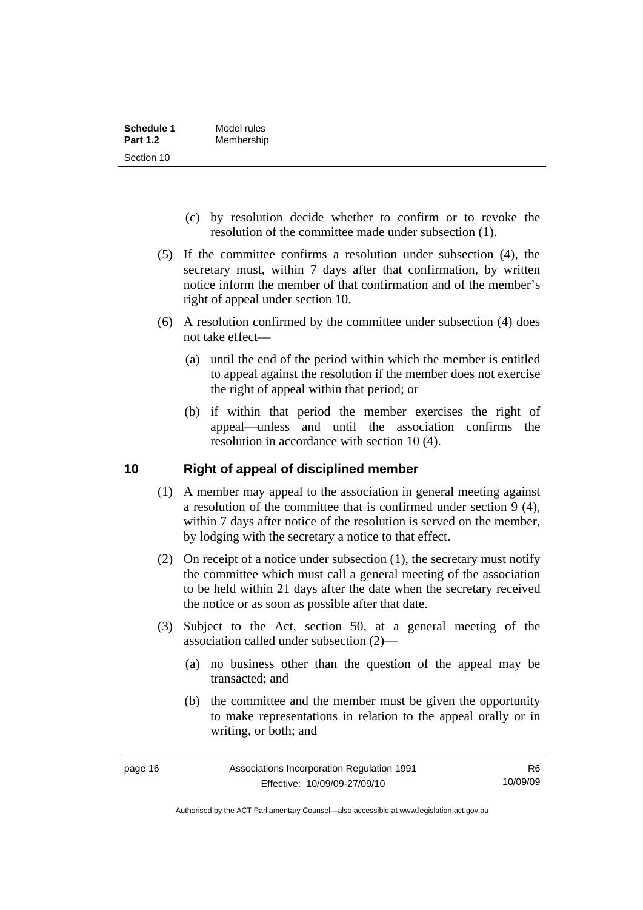(c) by resolution decide whether to confirm or to revoke the resolution of the committee made under subsection (1).

(5) If the committee confirms a resolution under subsection (4), the secretary must, within 7 days after that confirmation, by written notice inform the member of that confirmation and of the member's right of appeal under section 10.

(6) A resolution confirmed by the committee under subsection (4) does not take effect—

(a) until the end of the period within which the member is entitled to appeal against the resolution if the member does not exercise the right of appeal within that period; or

(b) if within that period the member exercises the right of appeal—unless and until the association confirms the resolution in accordance with section 10 (4).

## 10 Right of appeal of disciplined member

(1) A member may appeal to the association in general meeting against a resolution of the committee that is confirmed under section 9 (4), within 7 days after notice of the resolution is served on the member, by lodging with the secretary a notice to that effect.

(2) On receipt of a notice under subsection (1), the secretary must notify the committee which must call a general meeting of the association to be held within 21 days after the date when the secretary received the notice or as soon as possible after that date.

(3) Subject to the Act, section 50, at a general meeting of the association called under subsection (2)—

(a) no business other than the question of the appeal may be transacted; and

(b) the committee and the member must be given the opportunity to make representations in relation to the appeal orally or in writing, or both; and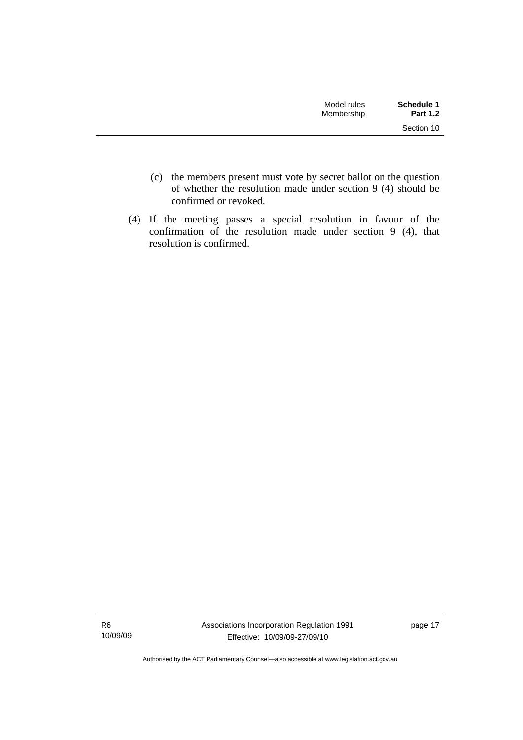(c) the members present must vote by secret ballot on the question of whether the resolution made under section 9 (4) should be confirmed or revoked.

(4) If the meeting passes a special resolution in favour of the confirmation of the resolution made under section 9 (4), that resolution is confirmed.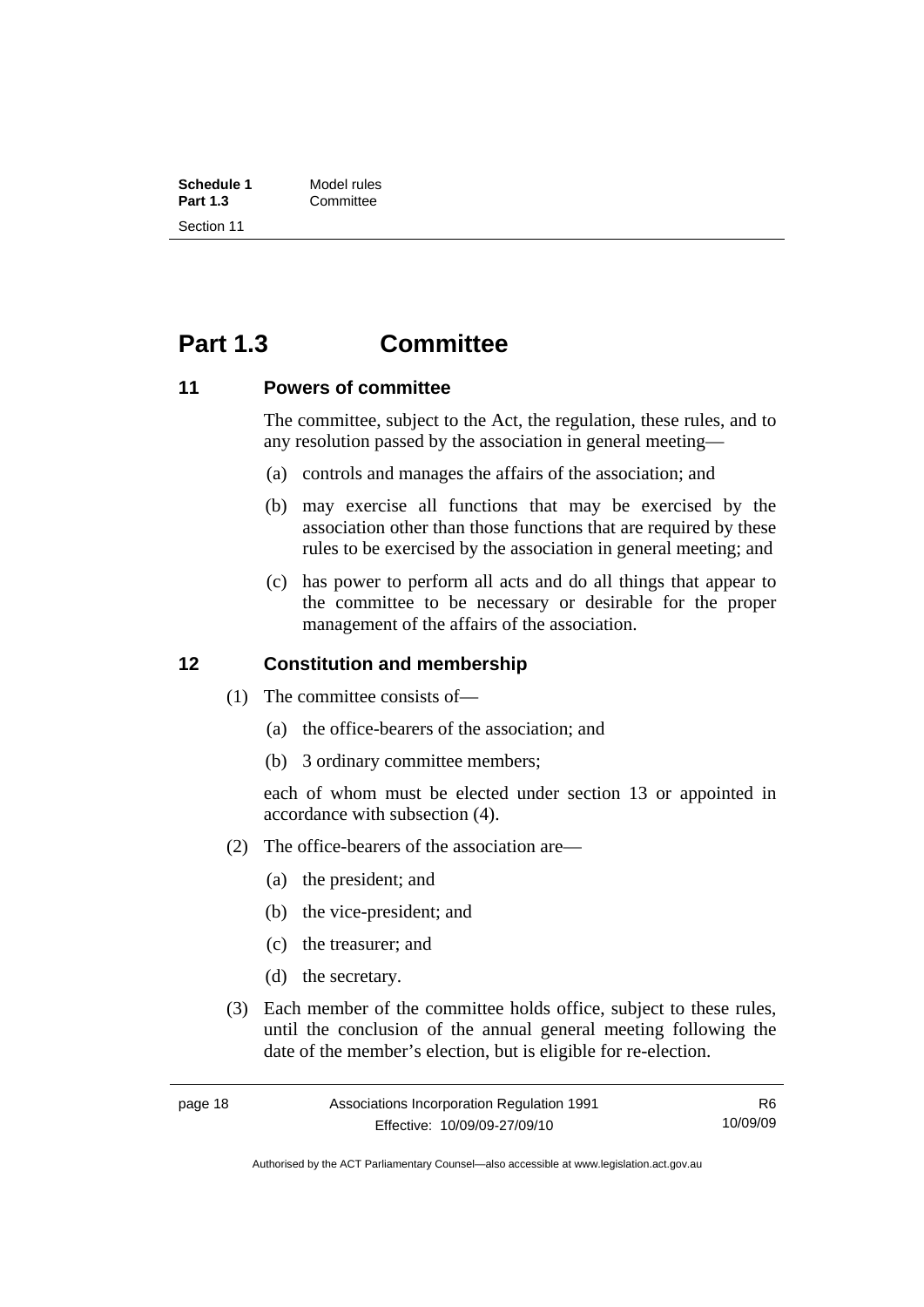# Part 1.3 Committee

## 11 Powers of committee

The committee, subject to the Act, the regulation, these rules, and to any resolution passed by the association in general meeting—

(a) controls and manages the affairs of the association; and

(b) may exercise all functions that may be exercised by the association other than those functions that are required by these rules to be exercised by the association in general meeting; and

(c) has power to perform all acts and do all things that appear to the committee to be necessary or desirable for the proper management of the affairs of the association.

## 12 Constitution and membership

(1) The committee consists of—

(a) the office-bearers of the association; and

(b) 3 ordinary committee members;

each of whom must be elected under section 13 or appointed in accordance with subsection (4).

(2) The office-bearers of the association are—

(a) the president; and

(b) the vice-president; and

(c) the treasurer; and

(d) the secretary.

(3) Each member of the committee holds office, subject to these rules, until the conclusion of the annual general meeting following the date of the member's election, but is eligible for re-election.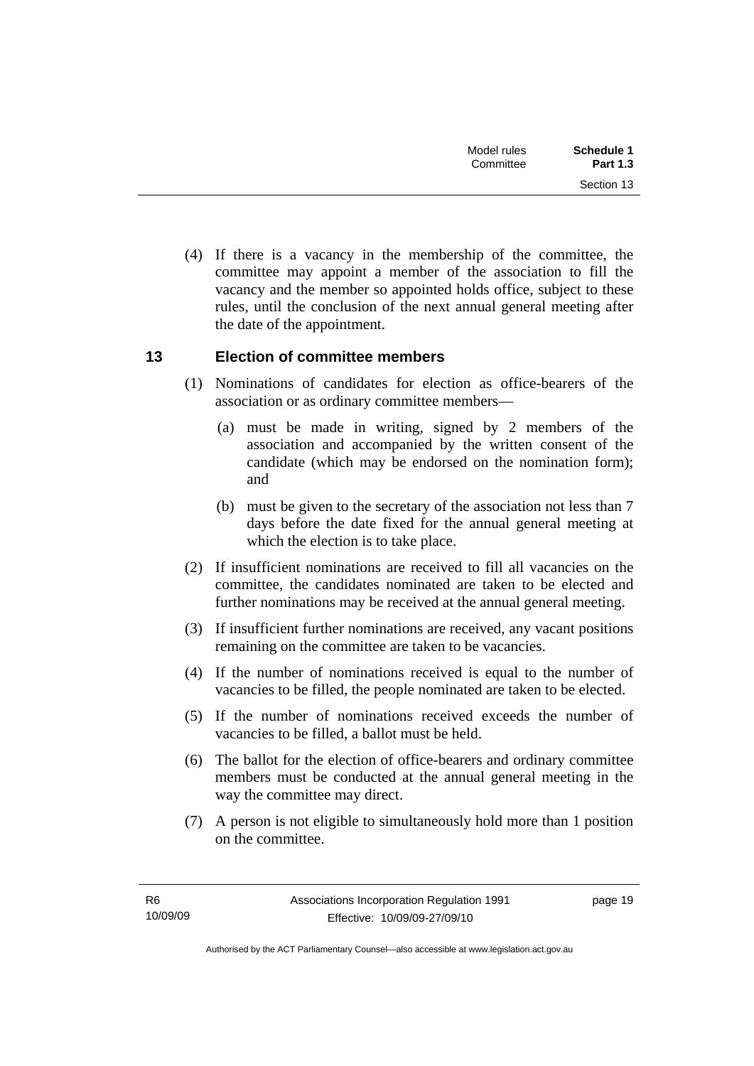(4) If there is a vacancy in the membership of the committee, the committee may appoint a member of the association to fill the vacancy and the member so appointed holds office, subject to these rules, until the conclusion of the next annual general meeting after the date of the appointment.

## 13 Election of committee members

(1) Nominations of candidates for election as office-bearers of the association or as ordinary committee members—

(a) must be made in writing, signed by 2 members of the association and accompanied by the written consent of the candidate (which may be endorsed on the nomination form); and

(b) must be given to the secretary of the association not less than 7 days before the date fixed for the annual general meeting at which the election is to take place.

(2) If insufficient nominations are received to fill all vacancies on the committee, the candidates nominated are taken to be elected and further nominations may be received at the annual general meeting.

(3) If insufficient further nominations are received, any vacant positions remaining on the committee are taken to be vacancies.

(4) If the number of nominations received is equal to the number of vacancies to be filled, the people nominated are taken to be elected.

(5) If the number of nominations received exceeds the number of vacancies to be filled, a ballot must be held.

(6) The ballot for the election of office-bearers and ordinary committee members must be conducted at the annual general meeting in the way the committee may direct.

(7) A person is not eligible to simultaneously hold more than 1 position on the committee.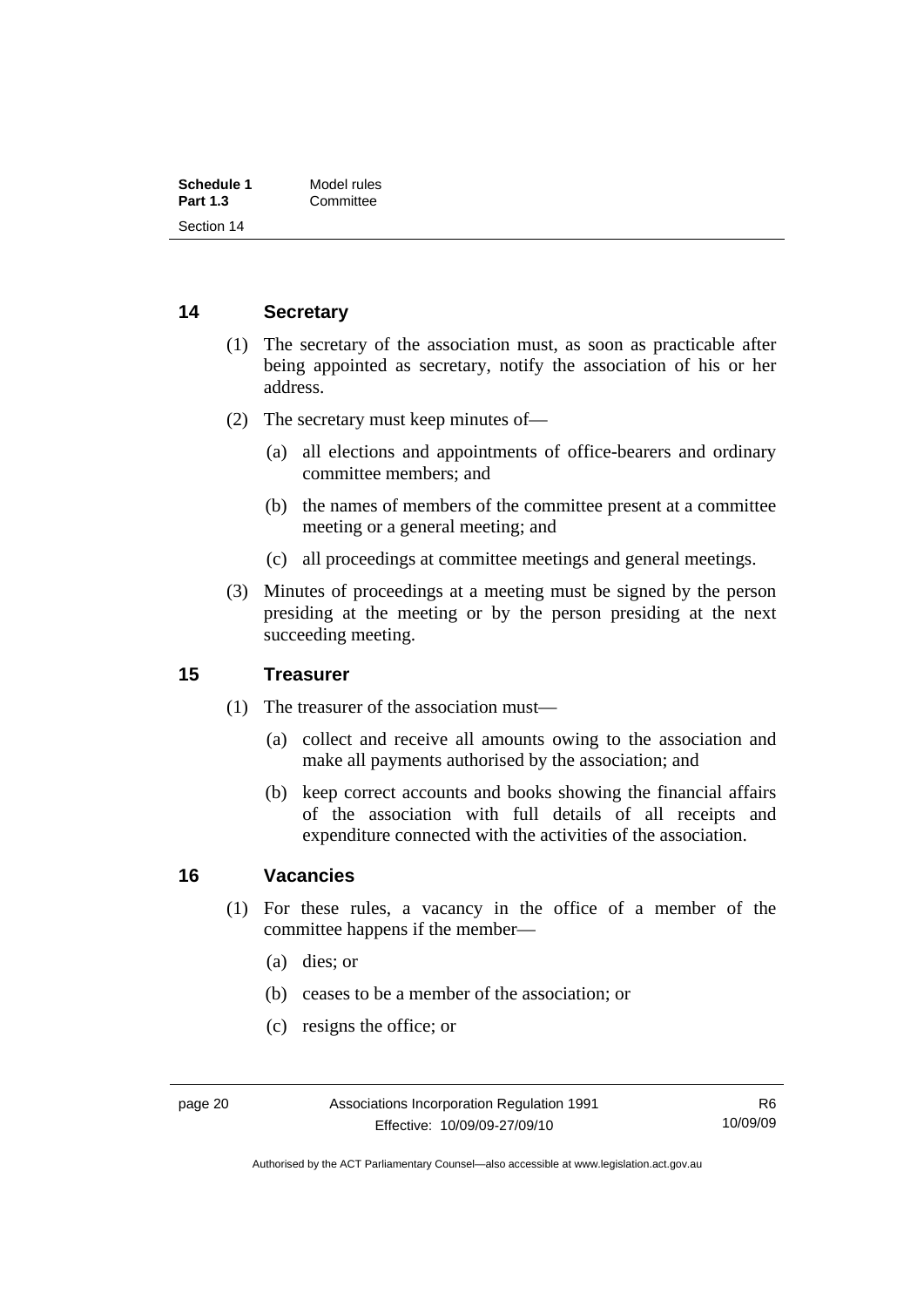## 14 Secretary

(1) The secretary of the association must, as soon as practicable after being appointed as secretary, notify the association of his or her address.

(2) The secretary must keep minutes of—

  (a) all elections and appointments of office-bearers and ordinary committee members; and

  (b) the names of members of the committee present at a committee meeting or a general meeting; and

  (c) all proceedings at committee meetings and general meetings.

(3) Minutes of proceedings at a meeting must be signed by the person presiding at the meeting or by the person presiding at the next succeeding meeting.

## 15 Treasurer

(1) The treasurer of the association must—

  (a) collect and receive all amounts owing to the association and make all payments authorised by the association; and

  (b) keep correct accounts and books showing the financial affairs of the association with full details of all receipts and expenditure connected with the activities of the association.

## 16 Vacancies

(1) For these rules, a vacancy in the office of a member of the committee happens if the member—

  (a) dies; or

  (b) ceases to be a member of the association; or

  (c) resigns the office; or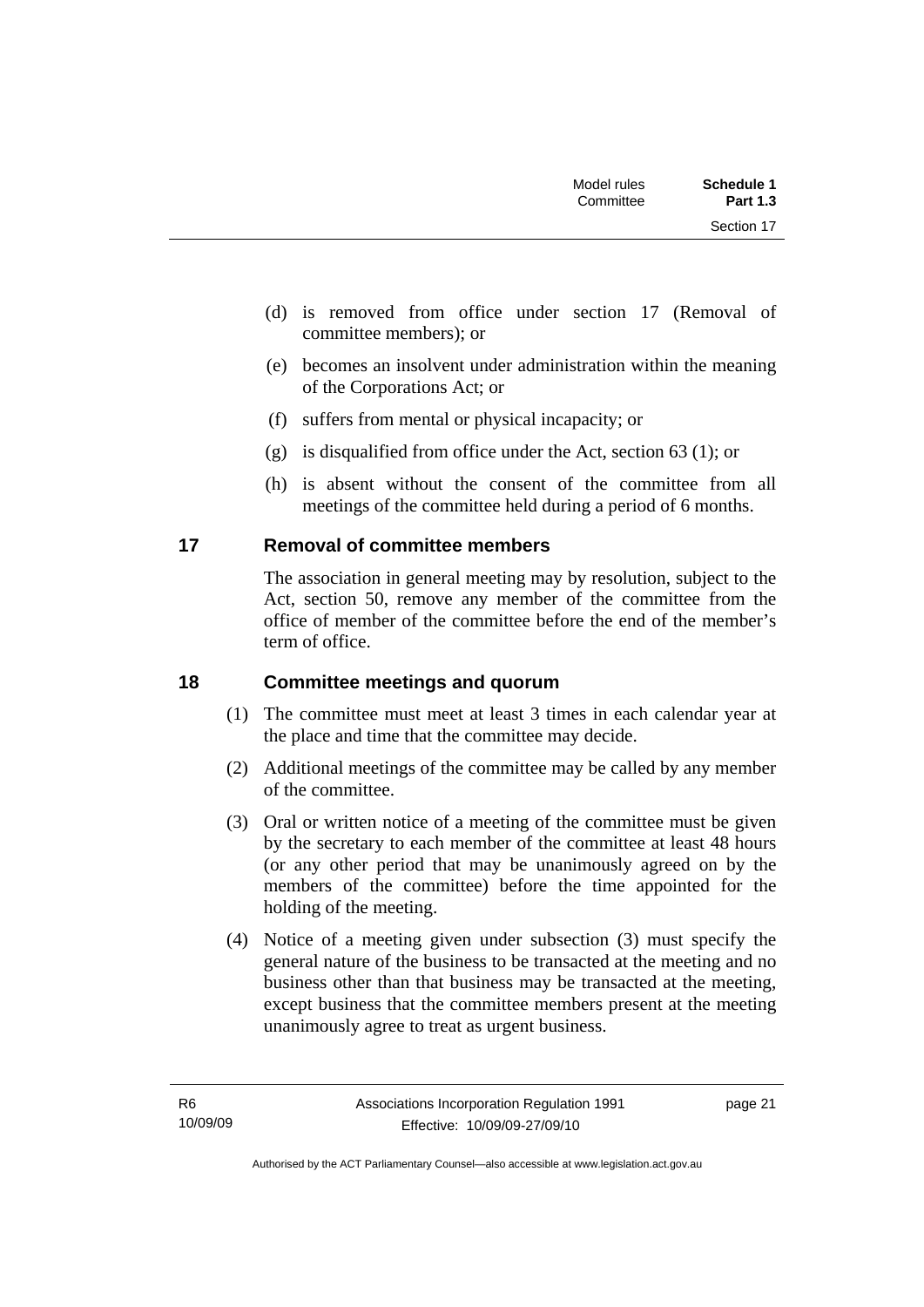(d) is removed from office under section 17 (Removal of committee members); or

(e) becomes an insolvent under administration within the meaning of the Corporations Act; or

(f) suffers from mental or physical incapacity; or

(g) is disqualified from office under the Act, section 63 (1); or

(h) is absent without the consent of the committee from all meetings of the committee held during a period of 6 months.

## 17 Removal of committee members

The association in general meeting may by resolution, subject to the Act, section 50, remove any member of the committee from the office of member of the committee before the end of the member's term of office.

## 18 Committee meetings and quorum

(1) The committee must meet at least 3 times in each calendar year at the place and time that the committee may decide.

(2) Additional meetings of the committee may be called by any member of the committee.

(3) Oral or written notice of a meeting of the committee must be given by the secretary to each member of the committee at least 48 hours (or any other period that may be unanimously agreed on by the members of the committee) before the time appointed for the holding of the meeting.

(4) Notice of a meeting given under subsection (3) must specify the general nature of the business to be transacted at the meeting and no business other than that business may be transacted at the meeting, except business that the committee members present at the meeting unanimously agree to treat as urgent business.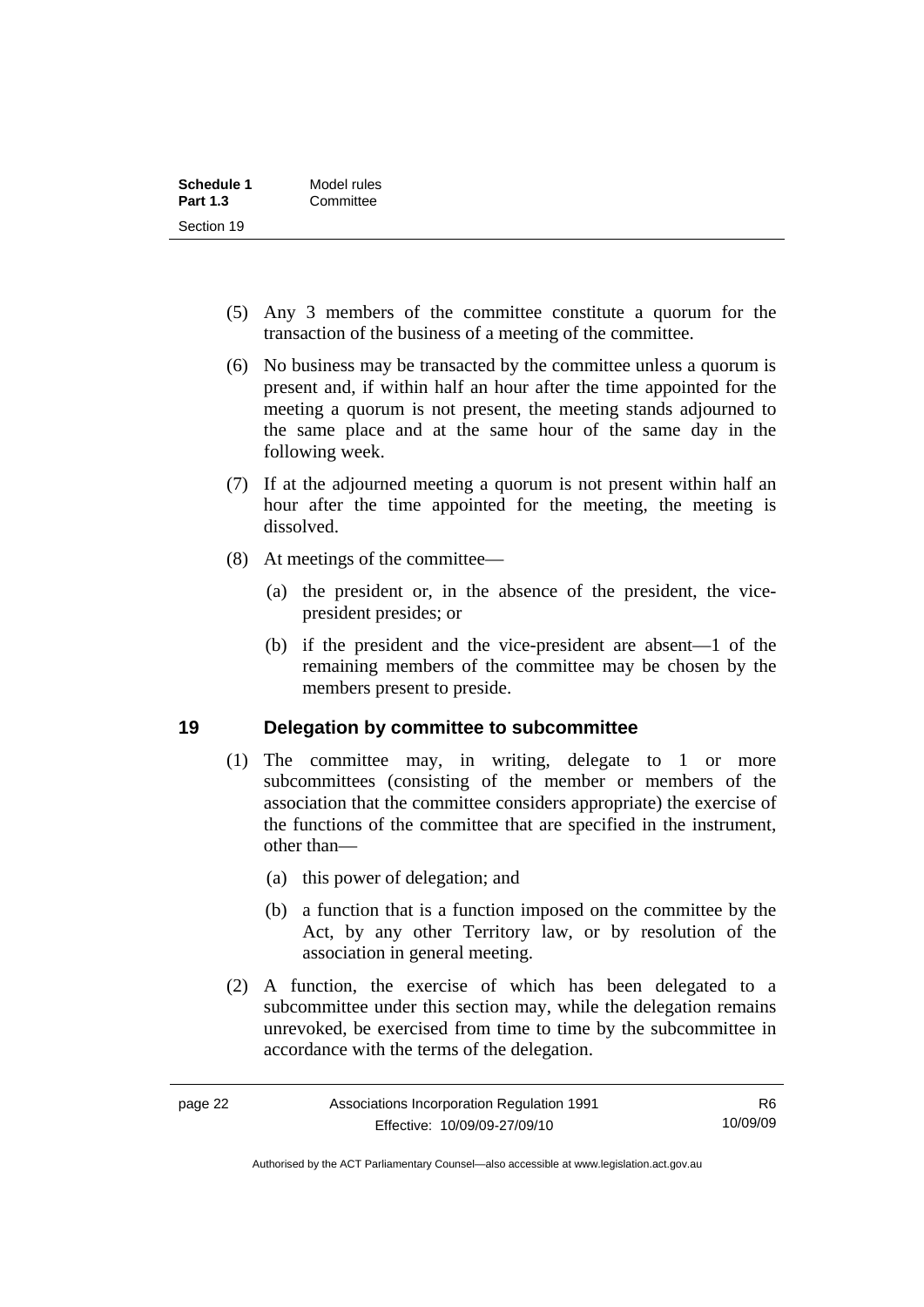(5) Any 3 members of the committee constitute a quorum for the transaction of the business of a meeting of the committee.

(6) No business may be transacted by the committee unless a quorum is present and, if within half an hour after the time appointed for the meeting a quorum is not present, the meeting stands adjourned to the same place and at the same hour of the same day in the following week.

(7) If at the adjourned meeting a quorum is not present within half an hour after the time appointed for the meeting, the meeting is dissolved.

(8) At meetings of the committee—

(a) the president or, in the absence of the president, the vice-president presides; or

(b) if the president and the vice-president are absent—1 of the remaining members of the committee may be chosen by the members present to preside.

### 19 Delegation by committee to subcommittee

(1) The committee may, in writing, delegate to 1 or more subcommittees (consisting of the member or members of the association that the committee considers appropriate) the exercise of the functions of the committee that are specified in the instrument, other than—

(a) this power of delegation; and

(b) a function that is a function imposed on the committee by the Act, by any other Territory law, or by resolution of the association in general meeting.

(2) A function, the exercise of which has been delegated to a subcommittee under this section may, while the delegation remains unrevoked, be exercised from time to time by the subcommittee in accordance with the terms of the delegation.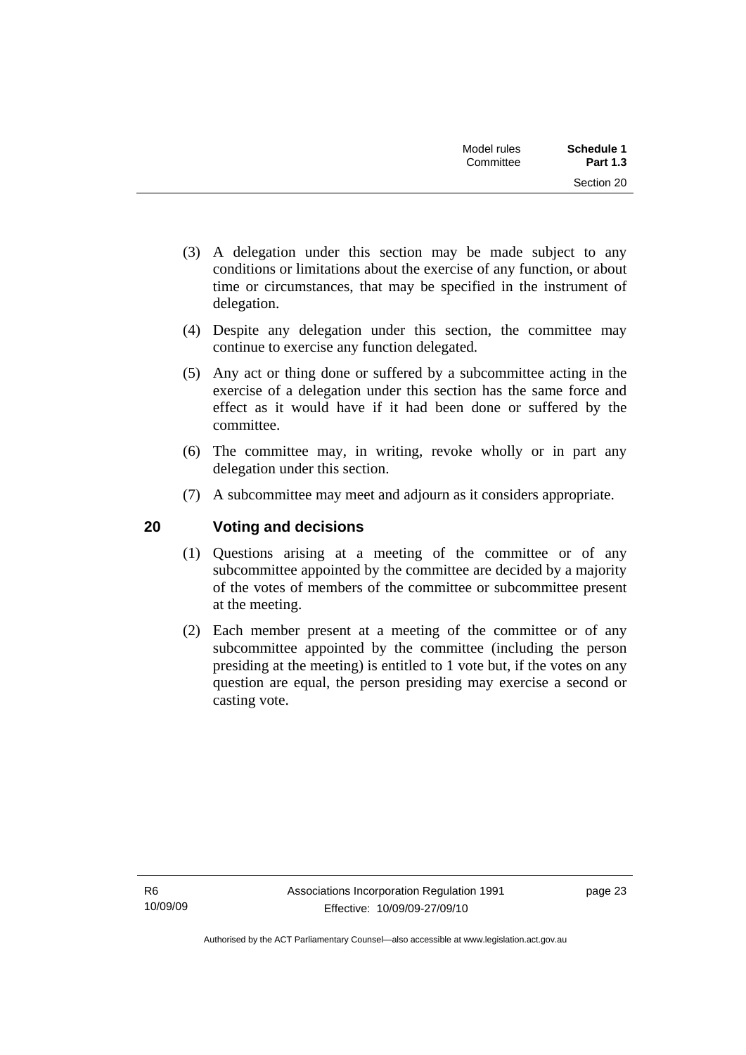(3) A delegation under this section may be made subject to any conditions or limitations about the exercise of any function, or about time or circumstances, that may be specified in the instrument of delegation.

(4) Despite any delegation under this section, the committee may continue to exercise any function delegated.

(5) Any act or thing done or suffered by a subcommittee acting in the exercise of a delegation under this section has the same force and effect as it would have if it had been done or suffered by the committee.

(6) The committee may, in writing, revoke wholly or in part any delegation under this section.

(7) A subcommittee may meet and adjourn as it considers appropriate.

## 20 Voting and decisions

(1) Questions arising at a meeting of the committee or of any subcommittee appointed by the committee are decided by a majority of the votes of members of the committee or subcommittee present at the meeting.

(2) Each member present at a meeting of the committee or of any subcommittee appointed by the committee (including the person presiding at the meeting) is entitled to 1 vote but, if the votes on any question are equal, the person presiding may exercise a second or casting vote.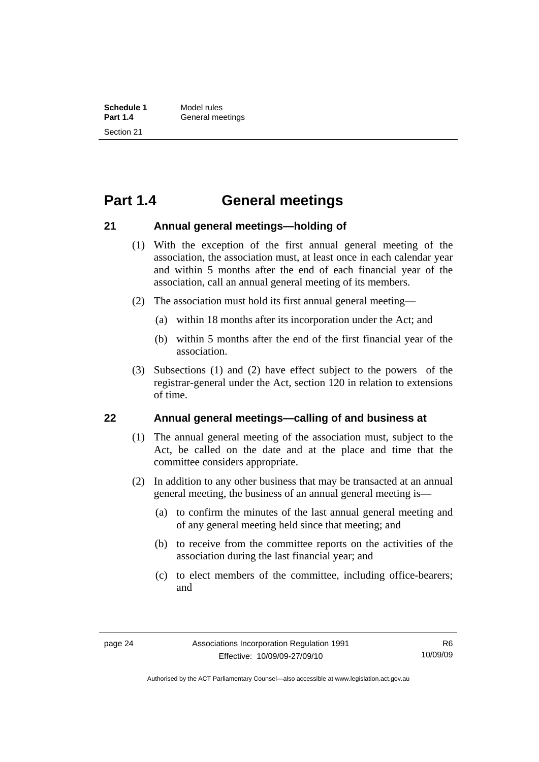# Part 1.4 General meetings

## 21 Annual general meetings—holding of

(1) With the exception of the first annual general meeting of the association, the association must, at least once in each calendar year and within 5 months after the end of each financial year of the association, call an annual general meeting of its members.

(2) The association must hold its first annual general meeting—

(a) within 18 months after its incorporation under the Act; and

(b) within 5 months after the end of the first financial year of the association.

(3) Subsections (1) and (2) have effect subject to the powers of the registrar-general under the Act, section 120 in relation to extensions of time.

## 22 Annual general meetings—calling of and business at

(1) The annual general meeting of the association must, subject to the Act, be called on the date and at the place and time that the committee considers appropriate.

(2) In addition to any other business that may be transacted at an annual general meeting, the business of an annual general meeting is—

(a) to confirm the minutes of the last annual general meeting and of any general meeting held since that meeting; and

(b) to receive from the committee reports on the activities of the association during the last financial year; and

(c) to elect members of the committee, including office-bearers; and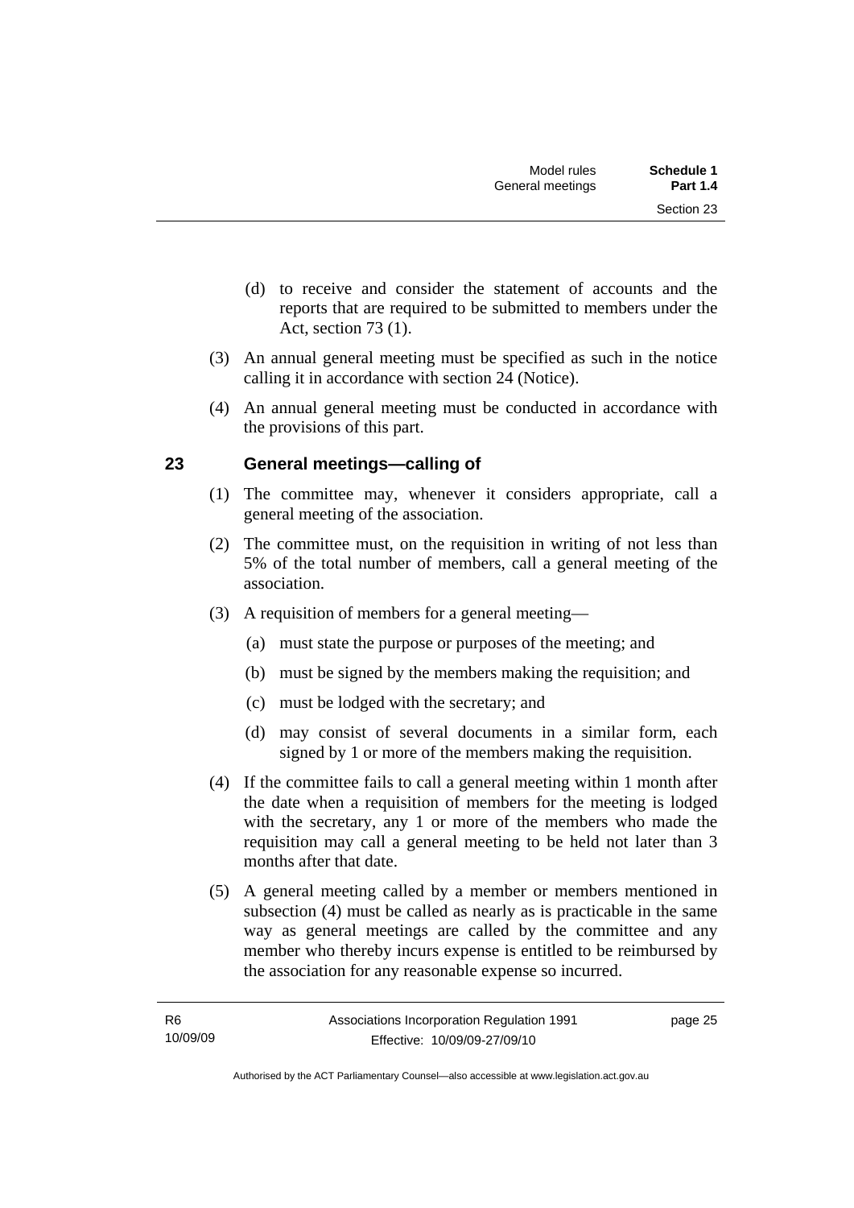(d) to receive and consider the statement of accounts and the reports that are required to be submitted to members under the Act, section 73 (1).

(3) An annual general meeting must be specified as such in the notice calling it in accordance with section 24 (Notice).

(4) An annual general meeting must be conducted in accordance with the provisions of this part.

## 23 General meetings—calling of

(1) The committee may, whenever it considers appropriate, call a general meeting of the association.

(2) The committee must, on the requisition in writing of not less than 5% of the total number of members, call a general meeting of the association.

(3) A requisition of members for a general meeting—

(a) must state the purpose or purposes of the meeting; and

(b) must be signed by the members making the requisition; and

(c) must be lodged with the secretary; and

(d) may consist of several documents in a similar form, each signed by 1 or more of the members making the requisition.

(4) If the committee fails to call a general meeting within 1 month after the date when a requisition of members for the meeting is lodged with the secretary, any 1 or more of the members who made the requisition may call a general meeting to be held not later than 3 months after that date.

(5) A general meeting called by a member or members mentioned in subsection (4) must be called as nearly as is practicable in the same way as general meetings are called by the committee and any member who thereby incurs expense is entitled to be reimbursed by the association for any reasonable expense so incurred.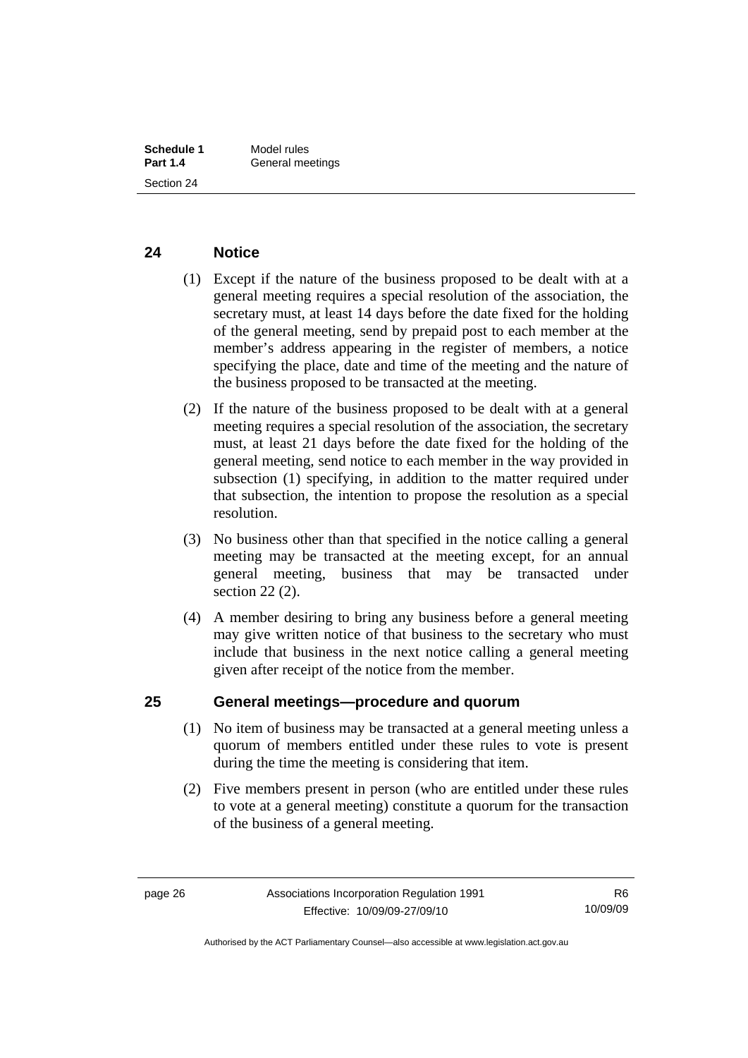## 24 Notice

(1) Except if the nature of the business proposed to be dealt with at a general meeting requires a special resolution of the association, the secretary must, at least 14 days before the date fixed for the holding of the general meeting, send by prepaid post to each member at the member's address appearing in the register of members, a notice specifying the place, date and time of the meeting and the nature of the business proposed to be transacted at the meeting.

(2) If the nature of the business proposed to be dealt with at a general meeting requires a special resolution of the association, the secretary must, at least 21 days before the date fixed for the holding of the general meeting, send notice to each member in the way provided in subsection (1) specifying, in addition to the matter required under that subsection, the intention to propose the resolution as a special resolution.

(3) No business other than that specified in the notice calling a general meeting may be transacted at the meeting except, for an annual general meeting, business that may be transacted under section 22 (2).

(4) A member desiring to bring any business before a general meeting may give written notice of that business to the secretary who must include that business in the next notice calling a general meeting given after receipt of the notice from the member.

## 25 General meetings—procedure and quorum

(1) No item of business may be transacted at a general meeting unless a quorum of members entitled under these rules to vote is present during the time the meeting is considering that item.

(2) Five members present in person (who are entitled under these rules to vote at a general meeting) constitute a quorum for the transaction of the business of a general meeting.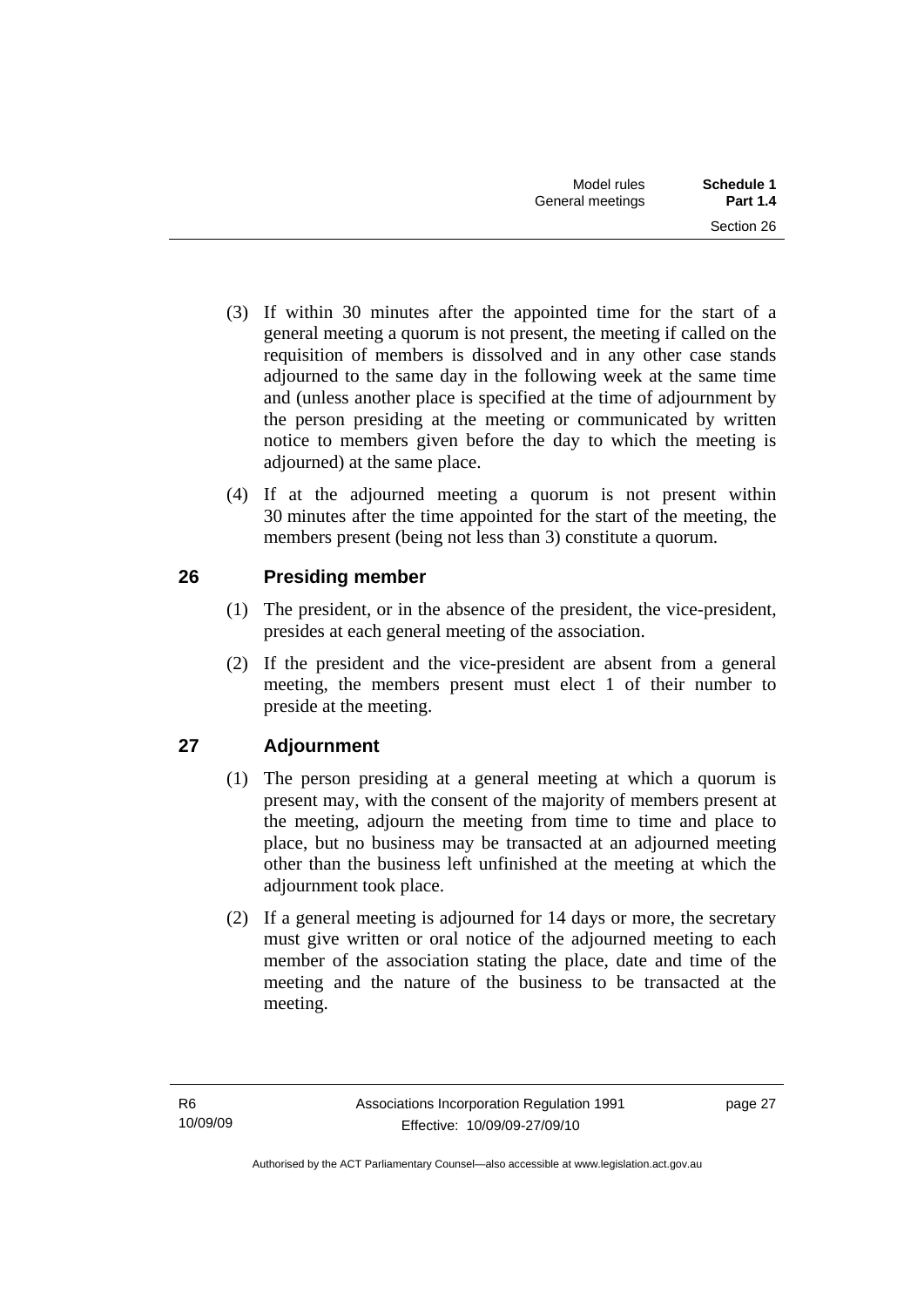(3) If within 30 minutes after the appointed time for the start of a general meeting a quorum is not present, the meeting if called on the requisition of members is dissolved and in any other case stands adjourned to the same day in the following week at the same time and (unless another place is specified at the time of adjournment by the person presiding at the meeting or communicated by written notice to members given before the day to which the meeting is adjourned) at the same place.

(4) If at the adjourned meeting a quorum is not present within 30 minutes after the time appointed for the start of the meeting, the members present (being not less than 3) constitute a quorum.

## 26 Presiding member

(1) The president, or in the absence of the president, the vice-president, presides at each general meeting of the association.

(2) If the president and the vice-president are absent from a general meeting, the members present must elect 1 of their number to preside at the meeting.

## 27 Adjournment

(1) The person presiding at a general meeting at which a quorum is present may, with the consent of the majority of members present at the meeting, adjourn the meeting from time to time and place to place, but no business may be transacted at an adjourned meeting other than the business left unfinished at the meeting at which the adjournment took place.

(2) If a general meeting is adjourned for 14 days or more, the secretary must give written or oral notice of the adjourned meeting to each member of the association stating the place, date and time of the meeting and the nature of the business to be transacted at the meeting.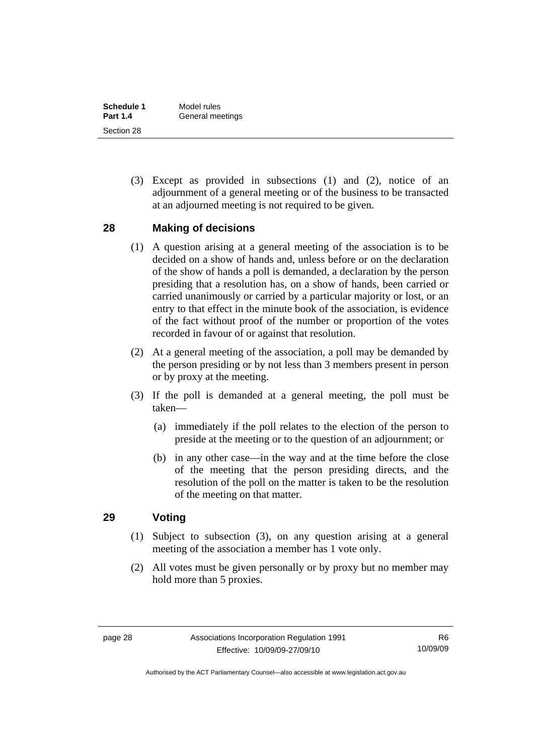(3) Except as provided in subsections (1) and (2), notice of an adjournment of a general meeting or of the business to be transacted at an adjourned meeting is not required to be given.

## 28 Making of decisions

(1) A question arising at a general meeting of the association is to be decided on a show of hands and, unless before or on the declaration of the show of hands a poll is demanded, a declaration by the person presiding that a resolution has, on a show of hands, been carried or carried unanimously or carried by a particular majority or lost, or an entry to that effect in the minute book of the association, is evidence of the fact without proof of the number or proportion of the votes recorded in favour of or against that resolution.

(2) At a general meeting of the association, a poll may be demanded by the person presiding or by not less than 3 members present in person or by proxy at the meeting.

(3) If the poll is demanded at a general meeting, the poll must be taken—

(a) immediately if the poll relates to the election of the person to preside at the meeting or to the question of an adjournment; or

(b) in any other case—in the way and at the time before the close of the meeting that the person presiding directs, and the resolution of the poll on the matter is taken to be the resolution of the meeting on that matter.

## 29 Voting

(1) Subject to subsection (3), on any question arising at a general meeting of the association a member has 1 vote only.

(2) All votes must be given personally or by proxy but no member may hold more than 5 proxies.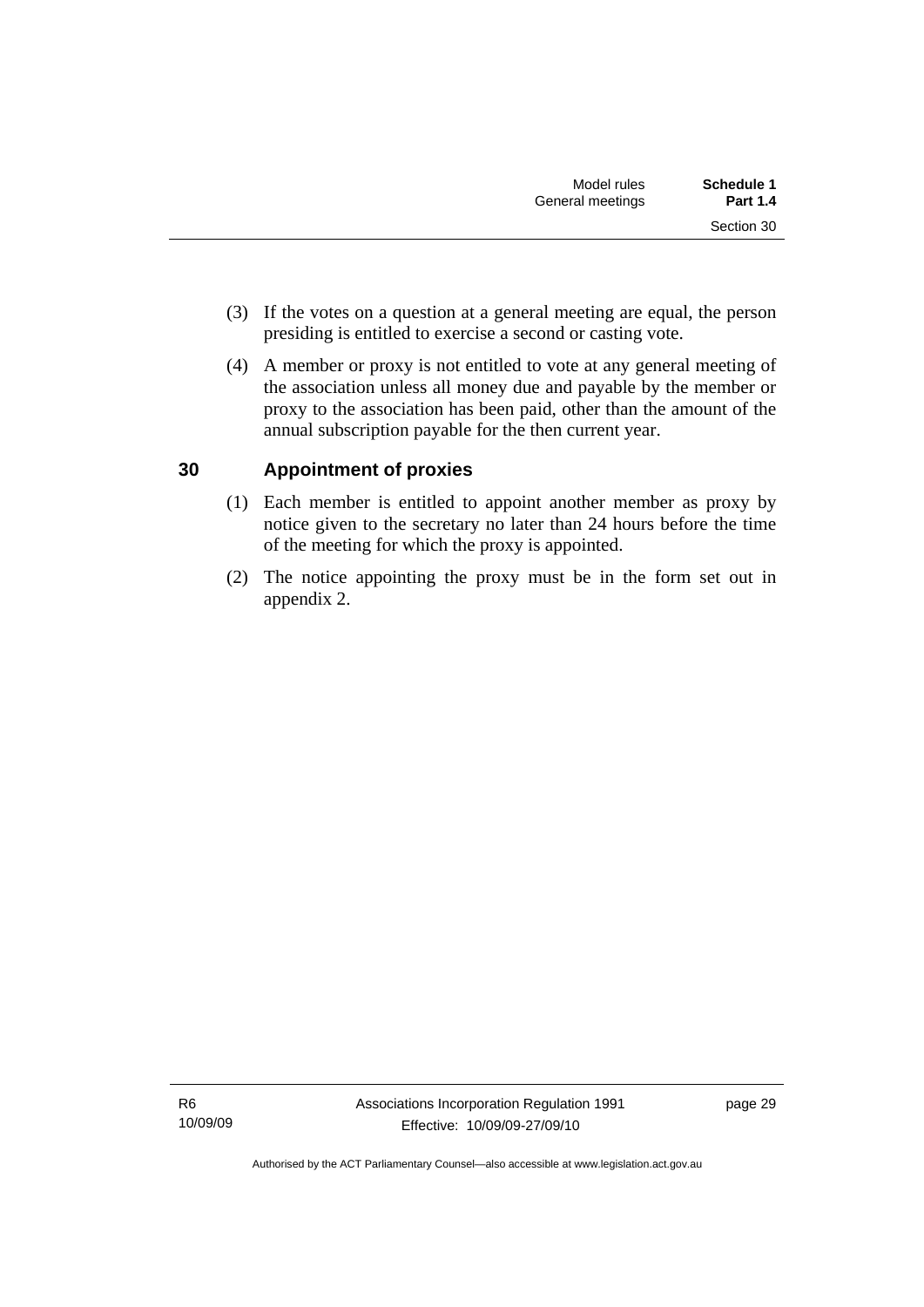(3) If the votes on a question at a general meeting are equal, the person presiding is entitled to exercise a second or casting vote.

(4) A member or proxy is not entitled to vote at any general meeting of the association unless all money due and payable by the member or proxy to the association has been paid, other than the amount of the annual subscription payable for the then current year.

## 30 Appointment of proxies

(1) Each member is entitled to appoint another member as proxy by notice given to the secretary no later than 24 hours before the time of the meeting for which the proxy is appointed.

(2) The notice appointing the proxy must be in the form set out in appendix 2.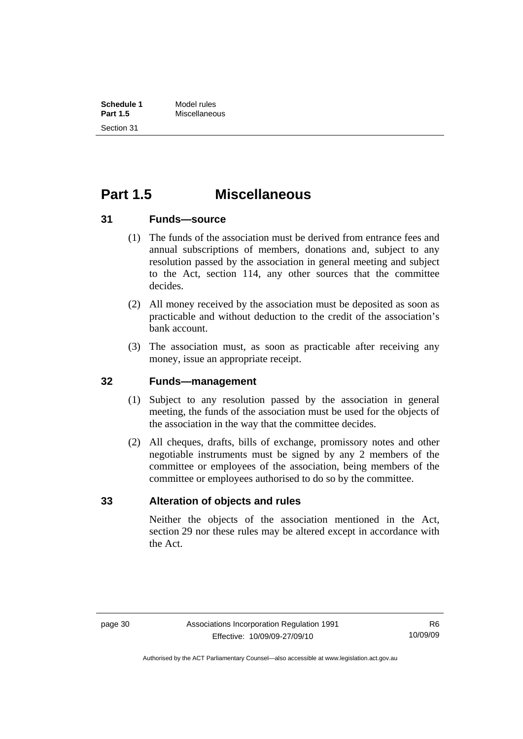# Part 1.5 Miscellaneous

### 31 Funds—source

(1) The funds of the association must be derived from entrance fees and annual subscriptions of members, donations and, subject to any resolution passed by the association in general meeting and subject to the Act, section 114, any other sources that the committee decides.

(2) All money received by the association must be deposited as soon as practicable and without deduction to the credit of the association's bank account.

(3) The association must, as soon as practicable after receiving any money, issue an appropriate receipt.

### 32 Funds—management

(1) Subject to any resolution passed by the association in general meeting, the funds of the association must be used for the objects of the association in the way that the committee decides.

(2) All cheques, drafts, bills of exchange, promissory notes and other negotiable instruments must be signed by any 2 members of the committee or employees of the association, being members of the committee or employees authorised to do so by the committee.

### 33 Alteration of objects and rules

Neither the objects of the association mentioned in the Act, section 29 nor these rules may be altered except in accordance with the Act.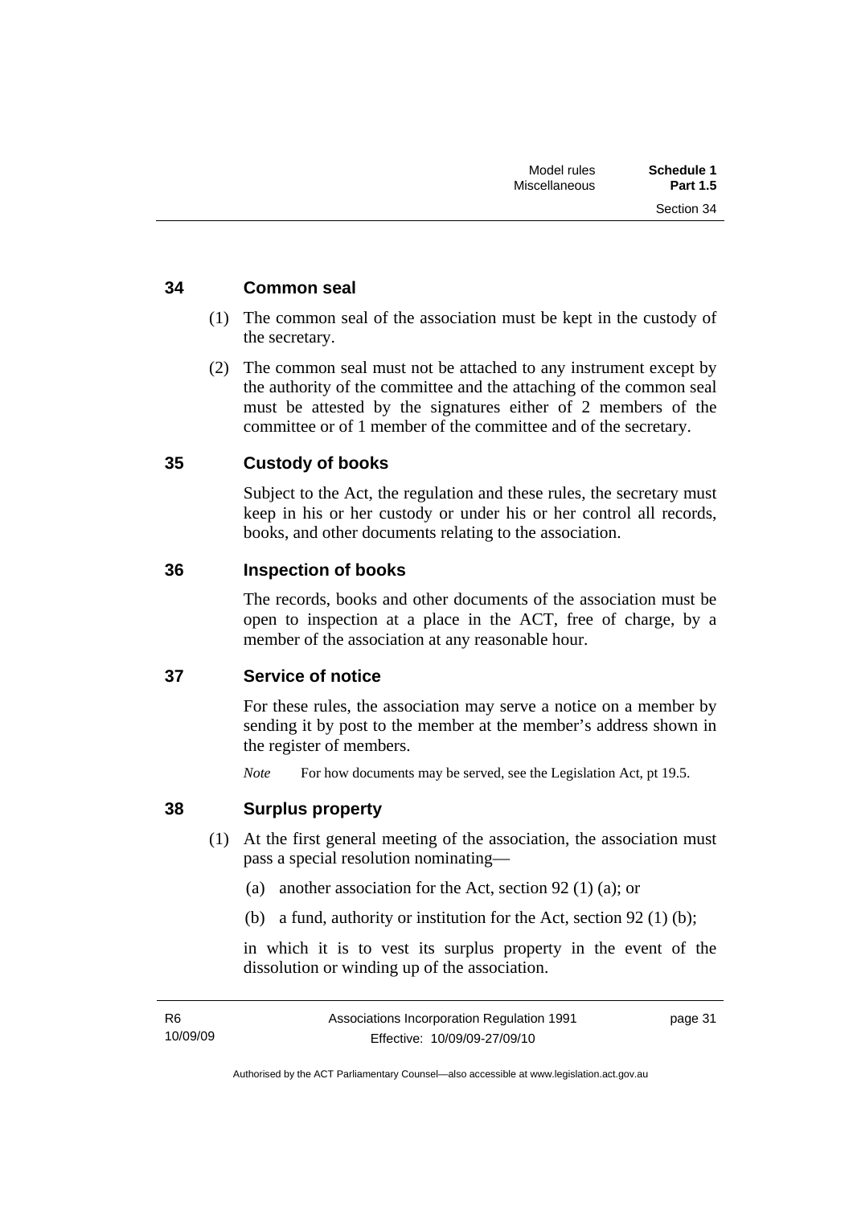## 34 Common seal

(1) The common seal of the association must be kept in the custody of the secretary.

(2) The common seal must not be attached to any instrument except by the authority of the committee and the attaching of the common seal must be attested by the signatures either of 2 members of the committee or of 1 member of the committee and of the secretary.

## 35 Custody of books

Subject to the Act, the regulation and these rules, the secretary must keep in his or her custody or under his or her control all records, books, and other documents relating to the association.

## 36 Inspection of books

The records, books and other documents of the association must be open to inspection at a place in the ACT, free of charge, by a member of the association at any reasonable hour.

## 37 Service of notice

For these rules, the association may serve a notice on a member by sending it by post to the member at the member's address shown in the register of members.

*Note* For how documents may be served, see the Legislation Act, pt 19.5.

## 38 Surplus property

(1) At the first general meeting of the association, the association must pass a special resolution nominating—

(a) another association for the Act, section 92 (1) (a); or

(b) a fund, authority or institution for the Act, section 92 (1) (b);

in which it is to vest its surplus property in the event of the dissolution or winding up of the association.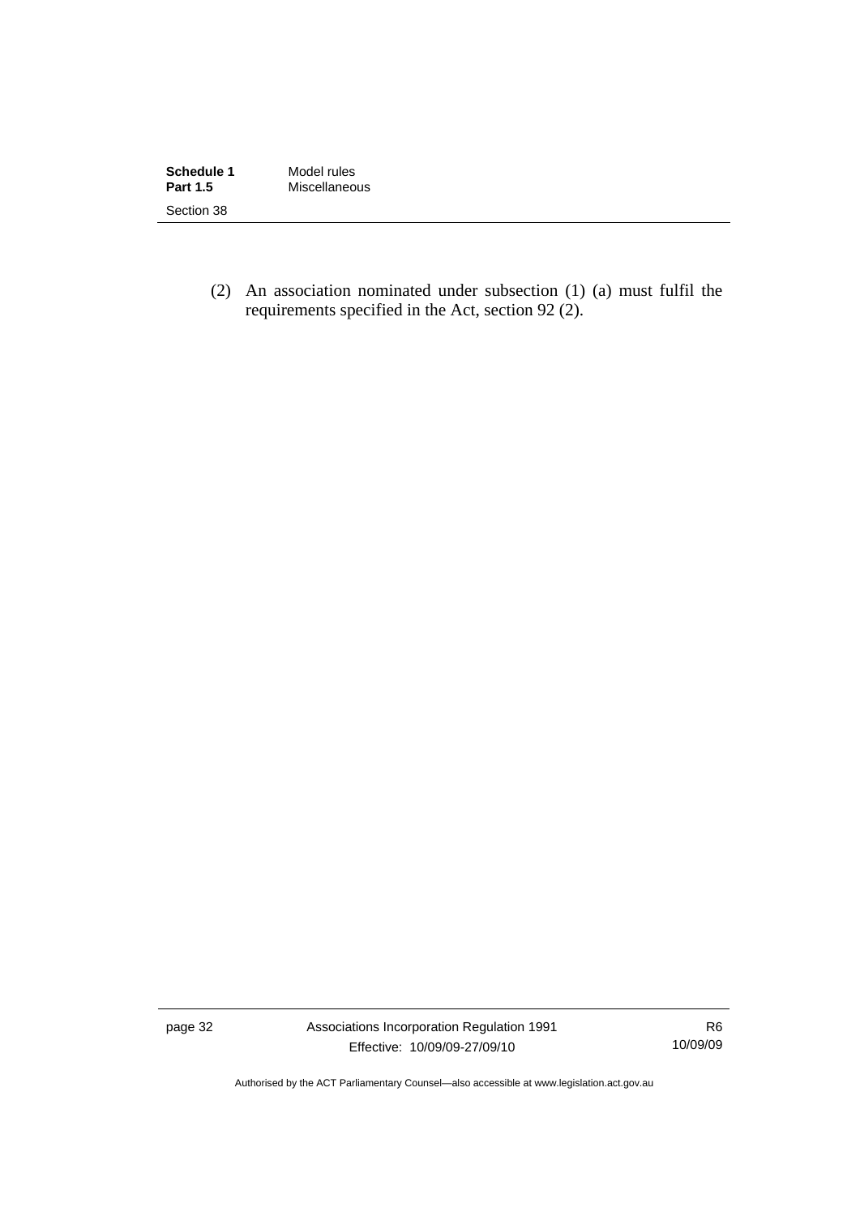(2) An association nominated under subsection (1) (a) must fulfil the requirements specified in the Act, section 92 (2).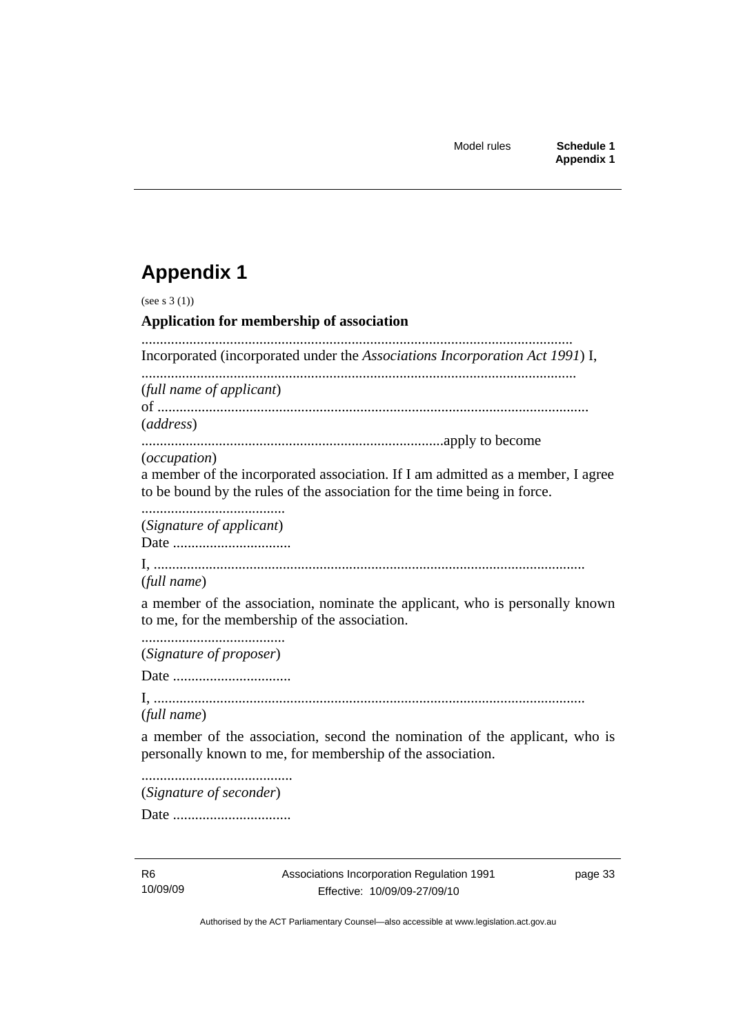# Appendix 1

(see s 3 (1))

**Application for membership of association**

....................................................................................................................
Incorporated (incorporated under the *Associations Incorporation Act 1991*) I,

.....................................................................................................................
(*full name of applicant*)

of .....................................................................................................................
(*address*)

..................................................................................apply to become
(*occupation*)

a member of the incorporated association. If I am admitted as a member, I agree to be bound by the rules of the association for the time being in force.

.......................................
(*Signature of applicant*)

Date ................................

I, .....................................................................................................................
(*full name*)

a member of the association, nominate the applicant, who is personally known to me, for the membership of the association.

.......................................
(*Signature of proposer*)

Date ................................

I, .....................................................................................................................
(*full name*)

a member of the association, second the nomination of the applicant, who is personally known to me, for membership of the association.

.........................................
(*Signature of seconder*)

Date ................................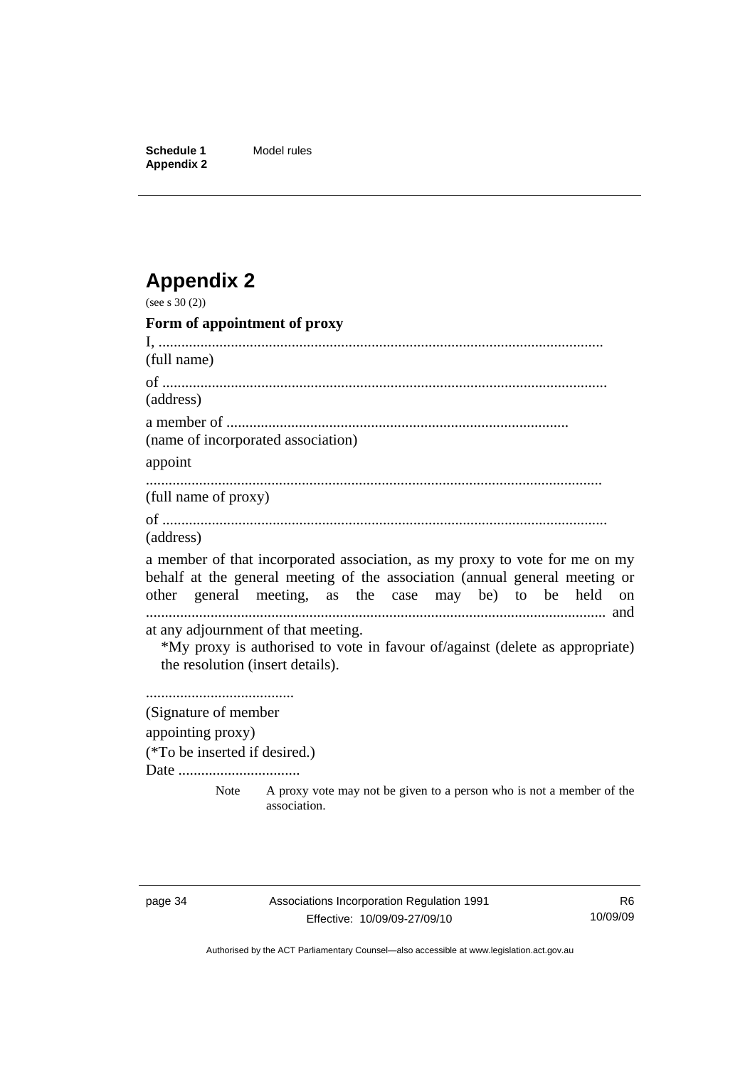# Appendix 2

(see s 30 (2))

**Form of appointment of proxy**

I, ....................................................................................................................
(full name)

of ....................................................................................................................
(address)

a member of ..........................................................................................
(name of incorporated association)

appoint

.......................................................................................................................
(full name of proxy)

of ....................................................................................................................
(address)

a member of that incorporated association, as my proxy to vote for me on my behalf at the general meeting of the association (annual general meeting or other general meeting, as the case may be) to be held on ........................................................................................................................ and at any adjournment of that meeting.

*My proxy is authorised to vote in favour of/against (delete as appropriate) the resolution (insert details).

.......................................
(Signature of member
appointing proxy)
(*To be inserted if desired.)
Date ................................

Note A proxy vote may not be given to a person who is not a member of the association.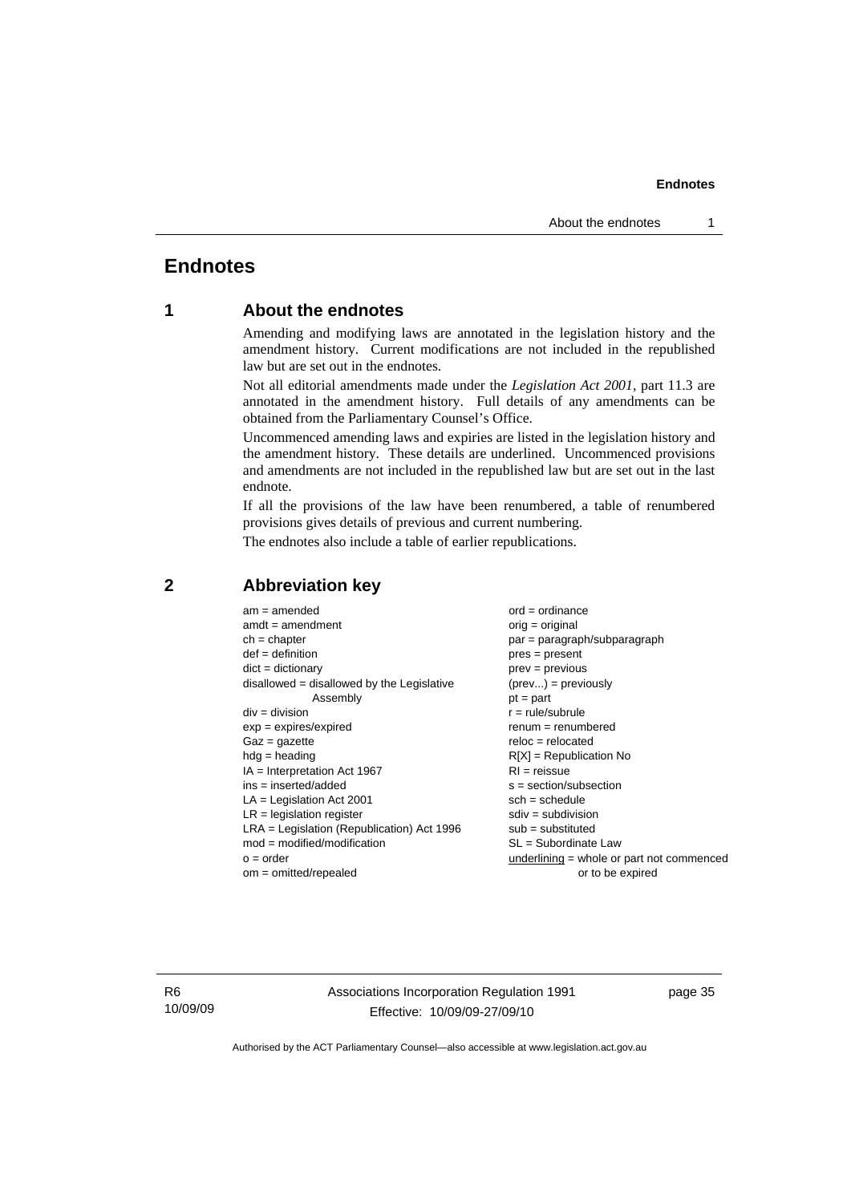# Endnotes

## 1 About the endnotes

Amending and modifying laws are annotated in the legislation history and the amendment history. Current modifications are not included in the republished law but are set out in the endnotes.

Not all editorial amendments made under the *Legislation Act 2001*, part 11.3 are annotated in the amendment history. Full details of any amendments can be obtained from the Parliamentary Counsel's Office.

Uncommenced amending laws and expiries are listed in the legislation history and the amendment history. These details are underlined. Uncommenced provisions and amendments are not included in the republished law but are set out in the last endnote.

If all the provisions of the law have been renumbered, a table of renumbered provisions gives details of previous and current numbering.

The endnotes also include a table of earlier republications.

## 2 Abbreviation key

am = amended
amdt = amendment
ch = chapter
def = definition
dict = dictionary
disallowed = disallowed by the Legislative Assembly
div = division
exp = expires/expired
Gaz = gazette
hdg = heading
IA = Interpretation Act 1967
ins = inserted/added
LA = Legislation Act 2001
LR = legislation register
LRA = Legislation (Republication) Act 1996
mod = modified/modification
o = order
om = omitted/repealed
ord = ordinance
orig = original
par = paragraph/subparagraph
pres = present
prev = previous
(prev...) = previously
pt = part
r = rule/subrule
renum = renumbered
reloc = relocated
R[X] = Republication No
RI = reissue
s = section/subsection
sch = schedule
sdiv = subdivision
sub = substituted
SL = Subordinate Law
underlining = whole or part not commenced or to be expired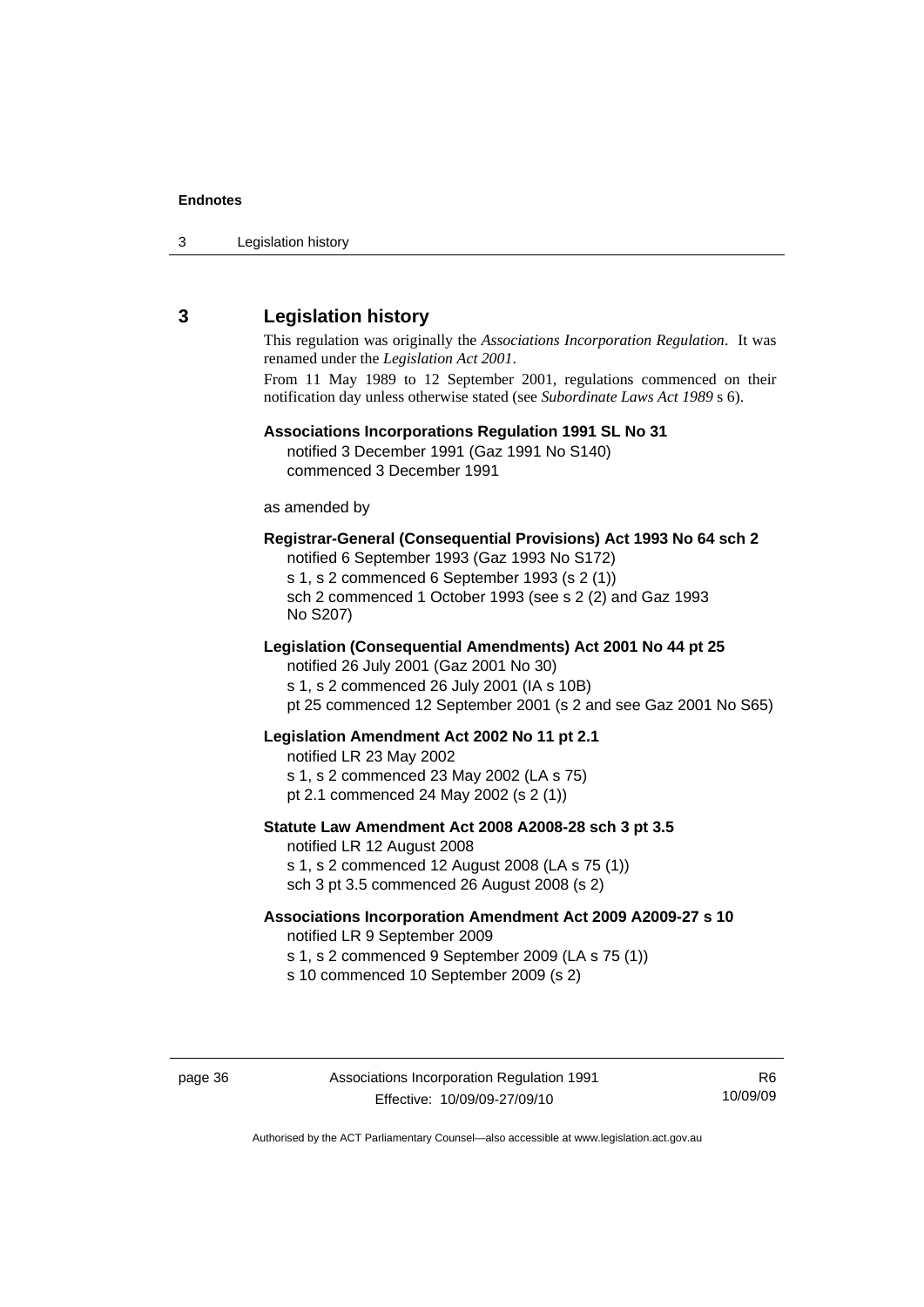## 3 Legislation history

This regulation was originally the *Associations Incorporation Regulation*. It was renamed under the *Legislation Act 2001*.

From 11 May 1989 to 12 September 2001, regulations commenced on their notification day unless otherwise stated (see *Subordinate Laws Act 1989* s 6).

**Associations Incorporations Regulation 1991 SL No 31**

notified 3 December 1991 (Gaz 1991 No S140)
commenced 3 December 1991

as amended by

**Registrar-General (Consequential Provisions) Act 1993 No 64 sch 2**

notified 6 September 1993 (Gaz 1993 No S172)
s 1, s 2 commenced 6 September 1993 (s 2 (1))
sch 2 commenced 1 October 1993 (see s 2 (2) and Gaz 1993 No S207)

**Legislation (Consequential Amendments) Act 2001 No 44 pt 25**

notified 26 July 2001 (Gaz 2001 No 30)
s 1, s 2 commenced 26 July 2001 (IA s 10B)
pt 25 commenced 12 September 2001 (s 2 and see Gaz 2001 No S65)

**Legislation Amendment Act 2002 No 11 pt 2.1**

notified LR 23 May 2002
s 1, s 2 commenced 23 May 2002 (LA s 75)
pt 2.1 commenced 24 May 2002 (s 2 (1))

**Statute Law Amendment Act 2008 A2008-28 sch 3 pt 3.5**

notified LR 12 August 2008
s 1, s 2 commenced 12 August 2008 (LA s 75 (1))
sch 3 pt 3.5 commenced 26 August 2008 (s 2)

**Associations Incorporation Amendment Act 2009 A2009-27 s 10**

notified LR 9 September 2009
s 1, s 2 commenced 9 September 2009 (LA s 75 (1))
s 10 commenced 10 September 2009 (s 2)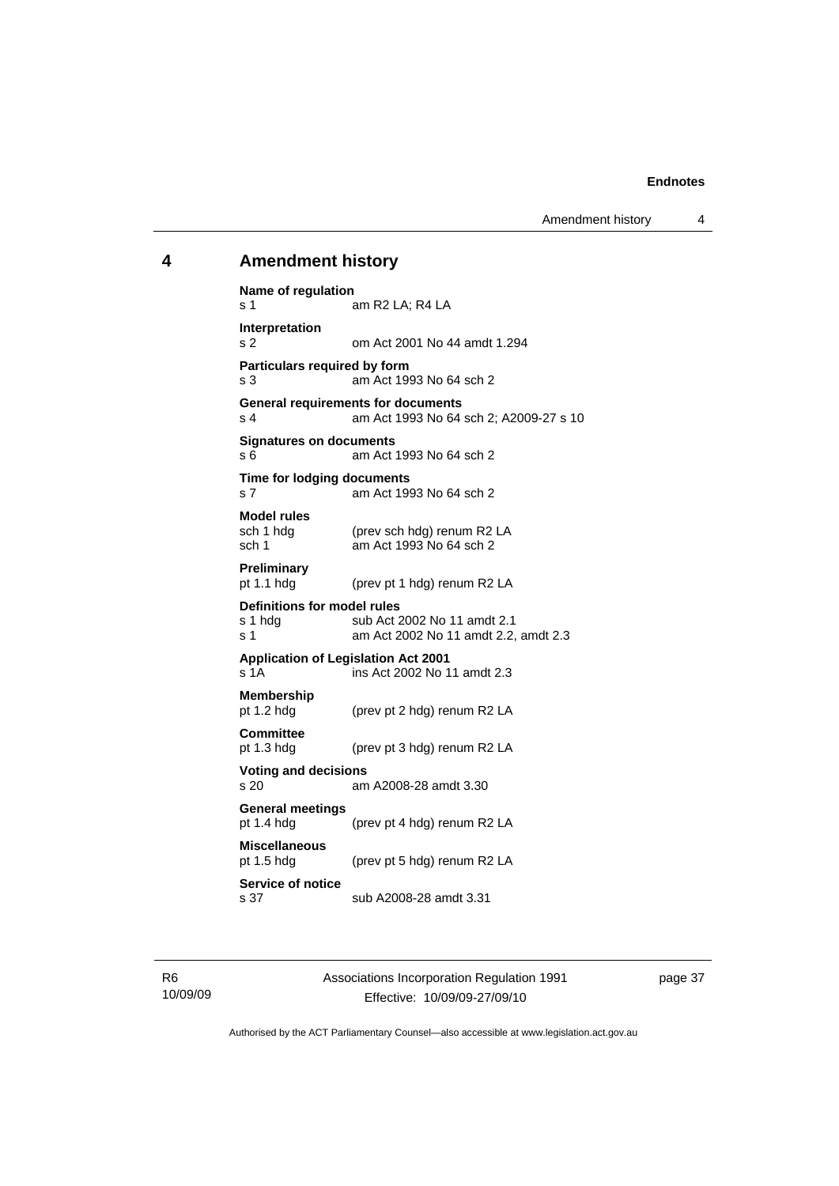## 4 Amendment history

**Name of regulation**
s 1 am R2 LA; R4 LA

**Interpretation**
s 2 om Act 2001 No 44 amdt 1.294

**Particulars required by form**
s 3 am Act 1993 No 64 sch 2

**General requirements for documents**
s 4 am Act 1993 No 64 sch 2; A2009-27 s 10

**Signatures on documents**
s 6 am Act 1993 No 64 sch 2

**Time for lodging documents**
s 7 am Act 1993 No 64 sch 2

**Model rules**
sch 1 hdg (prev sch hdg) renum R2 LA
sch 1 am Act 1993 No 64 sch 2

**Preliminary**
pt 1.1 hdg (prev pt 1 hdg) renum R2 LA

**Definitions for model rules**
s 1 hdg sub Act 2002 No 11 amdt 2.1
s 1 am Act 2002 No 11 amdt 2.2, amdt 2.3

**Application of Legislation Act 2001**
s 1A ins Act 2002 No 11 amdt 2.3

**Membership**
pt 1.2 hdg (prev pt 2 hdg) renum R2 LA

**Committee**
pt 1.3 hdg (prev pt 3 hdg) renum R2 LA

**Voting and decisions**
s 20 am A2008-28 amdt 3.30

**General meetings**
pt 1.4 hdg (prev pt 4 hdg) renum R2 LA

**Miscellaneous**
pt 1.5 hdg (prev pt 5 hdg) renum R2 LA

**Service of notice**
s 37 sub A2008-28 amdt 3.31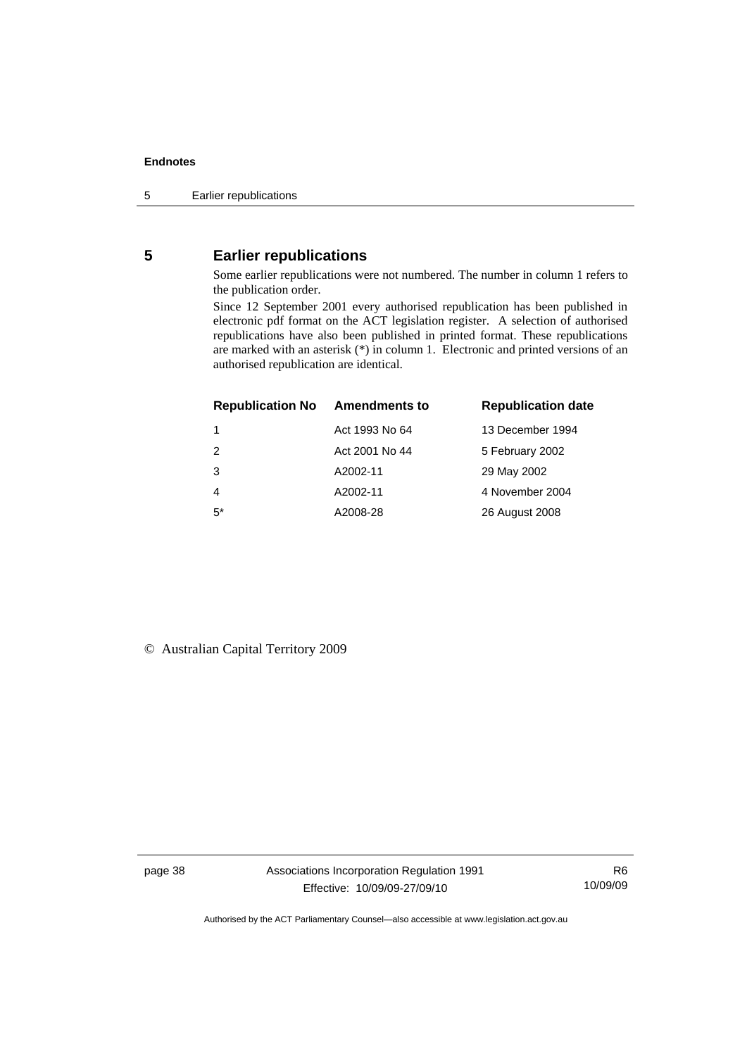## 5 Earlier republications

Some earlier republications were not numbered. The number in column 1 refers to the publication order.

Since 12 September 2001 every authorised republication has been published in electronic pdf format on the ACT legislation register. A selection of authorised republications have also been published in printed format. These republications are marked with an asterisk (*) in column 1. Electronic and printed versions of an authorised republication are identical.

| Republication No | Amendments to | Republication date |
|---|---|---|
| 1 | Act 1993 No 64 | 13 December 1994 |
| 2 | Act 2001 No 44 | 5 February 2002 |
| 3 | A2002-11 | 29 May 2002 |
| 4 | A2002-11 | 4 November 2004 |
| 5* | A2008-28 | 26 August 2008 |

© Australian Capital Territory 2009